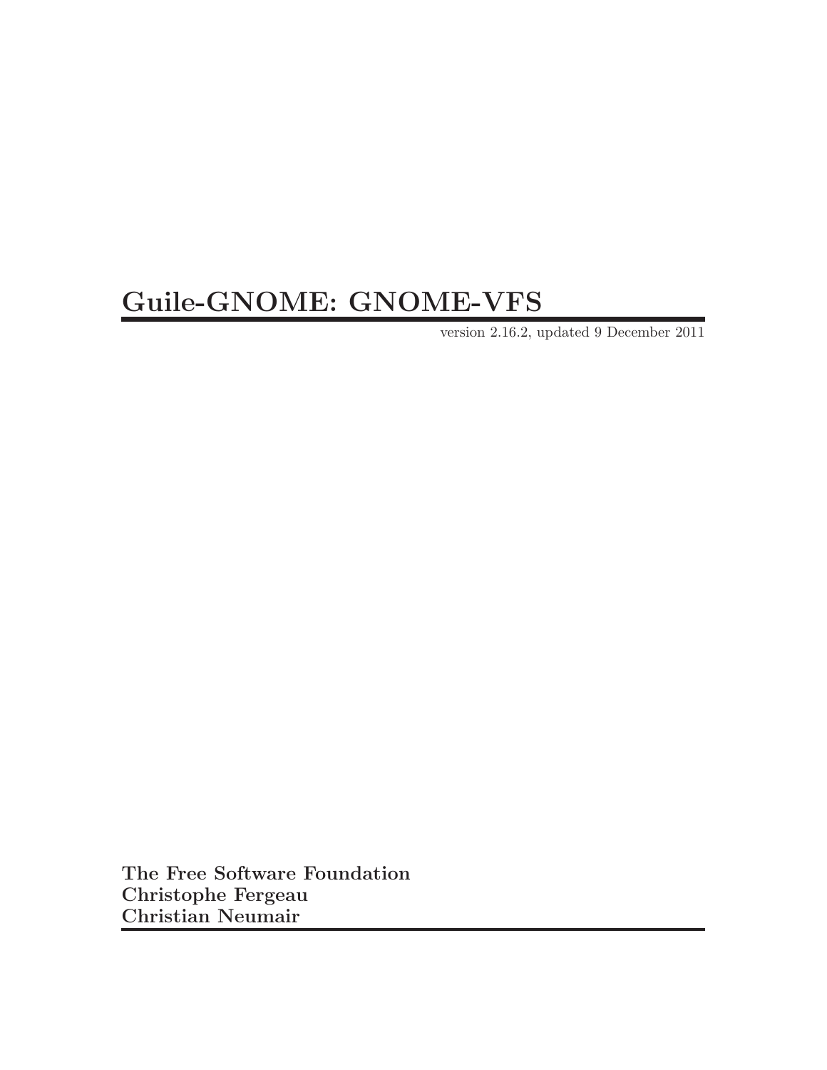# Guile-GNOME: GNOME-VFS

version 2.16.2, updated 9 December 2011

**The Free Software Foundation**
**Christophe Fergeau**
**Christian Neumair**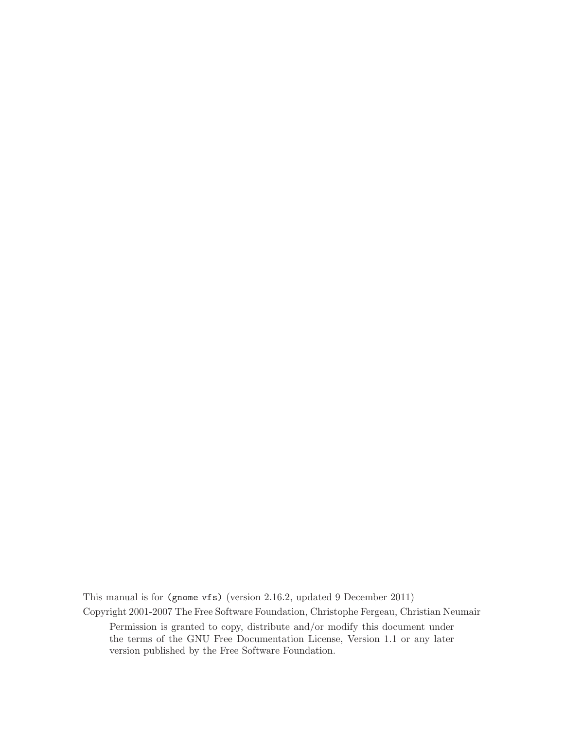This manual is for `(gnome vfs)` (version 2.16.2, updated 9 December 2011)

Copyright 2001-2007 The Free Software Foundation, Christophe Fergeau, Christian Neumair

> Permission is granted to copy, distribute and/or modify this document under the terms of the GNU Free Documentation License, Version 1.1 or any later version published by the Free Software Foundation.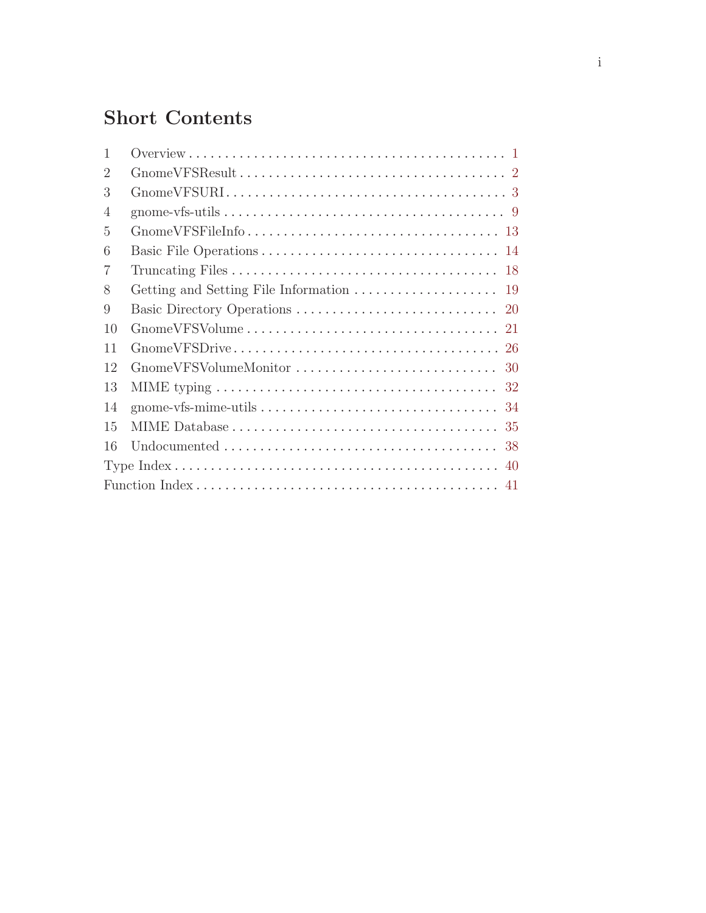# Short Contents

1 Overview . . . . . . . . . . . . . . . . . . . . . . . . . . . . . . . . . . . . . . . . . . . . . 1
2 GnomeVFSResult . . . . . . . . . . . . . . . . . . . . . . . . . . . . . . . . . . . . . 2
3 GnomeVFSURI . . . . . . . . . . . . . . . . . . . . . . . . . . . . . . . . . . . . . . 3
4 gnome-vfs-utils . . . . . . . . . . . . . . . . . . . . . . . . . . . . . . . . . . . . . . 9
5 GnomeVFSFileInfo . . . . . . . . . . . . . . . . . . . . . . . . . . . . . . . . . . . 13
6 Basic File Operations . . . . . . . . . . . . . . . . . . . . . . . . . . . . . . . . 14
7 Truncating Files . . . . . . . . . . . . . . . . . . . . . . . . . . . . . . . . . . . . 18
8 Getting and Setting File Information . . . . . . . . . . . . . . . . . . . . 19
9 Basic Directory Operations . . . . . . . . . . . . . . . . . . . . . . . . . . . . 20
10 GnomeVFSVolume . . . . . . . . . . . . . . . . . . . . . . . . . . . . . . . . . . . 21
11 GnomeVFSDrive . . . . . . . . . . . . . . . . . . . . . . . . . . . . . . . . . . . . 26
12 GnomeVFSVolumeMonitor . . . . . . . . . . . . . . . . . . . . . . . . . . . . 30
13 MIME typing . . . . . . . . . . . . . . . . . . . . . . . . . . . . . . . . . . . . . . 32
14 gnome-vfs-mime-utils . . . . . . . . . . . . . . . . . . . . . . . . . . . . . . . . 34
15 MIME Database . . . . . . . . . . . . . . . . . . . . . . . . . . . . . . . . . . . . 35
16 Undocumented . . . . . . . . . . . . . . . . . . . . . . . . . . . . . . . . . . . . . 38
Type Index . . . . . . . . . . . . . . . . . . . . . . . . . . . . . . . . . . . . . . . . . . . 40
Function Index . . . . . . . . . . . . . . . . . . . . . . . . . . . . . . . . . . . . . . . . 41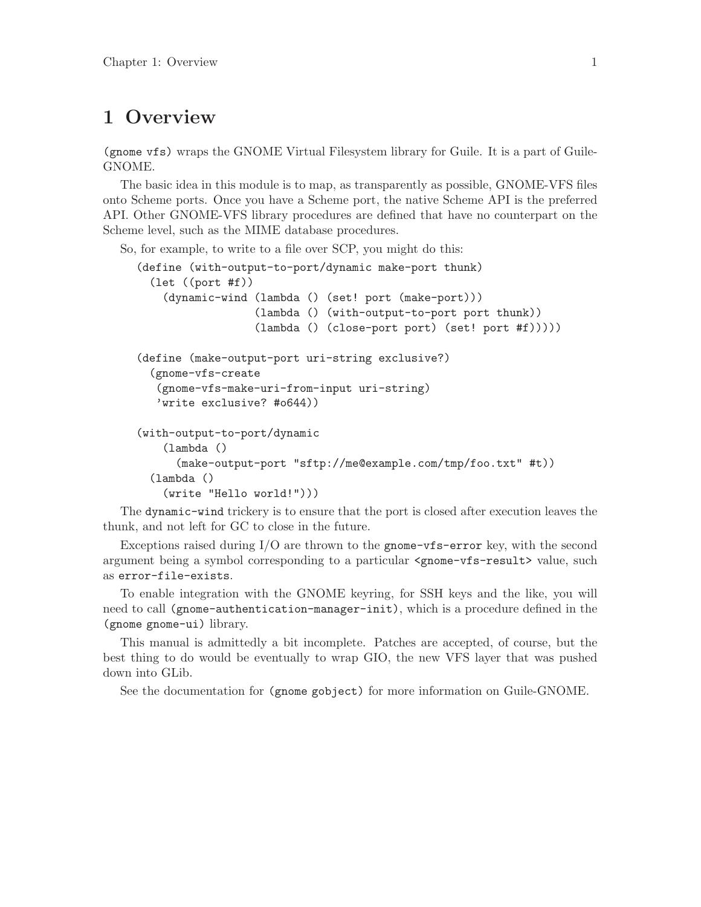# 1 Overview

`(gnome vfs)` wraps the GNOME Virtual Filesystem library for Guile. It is a part of Guile-GNOME.

The basic idea in this module is to map, as transparently as possible, GNOME-VFS files onto Scheme ports. Once you have a Scheme port, the native Scheme API is the preferred API. Other GNOME-VFS library procedures are defined that have no counterpart on the Scheme level, such as the MIME database procedures.

So, for example, to write to a file over SCP, you might do this:

```
(define (with-output-to-port/dynamic make-port thunk)
  (let ((port #f))
    (dynamic-wind (lambda () (set! port (make-port)))
                  (lambda () (with-output-to-port port thunk))
                  (lambda () (close-port port) (set! port #f)))))

(define (make-output-port uri-string exclusive?)
  (gnome-vfs-create
   (gnome-vfs-make-uri-from-input uri-string)
   'write exclusive? #o644))

(with-output-to-port/dynamic
    (lambda ()
      (make-output-port "sftp://me@example.com/tmp/foo.txt" #t))
  (lambda ()
    (write "Hello world!")))
```

The `dynamic-wind` trickery is to ensure that the port is closed after execution leaves the thunk, and not left for GC to close in the future.

Exceptions raised during I/O are thrown to the `gnome-vfs-error` key, with the second argument being a symbol corresponding to a particular `<gnome-vfs-result>` value, such as `error-file-exists`.

To enable integration with the GNOME keyring, for SSH keys and the like, you will need to call `(gnome-authentication-manager-init)`, which is a procedure defined in the `(gnome gnome-ui)` library.

This manual is admittedly a bit incomplete. Patches are accepted, of course, but the best thing to do would be eventually to wrap GIO, the new VFS layer that was pushed down into GLib.

See the documentation for `(gnome gobject)` for more information on Guile-GNOME.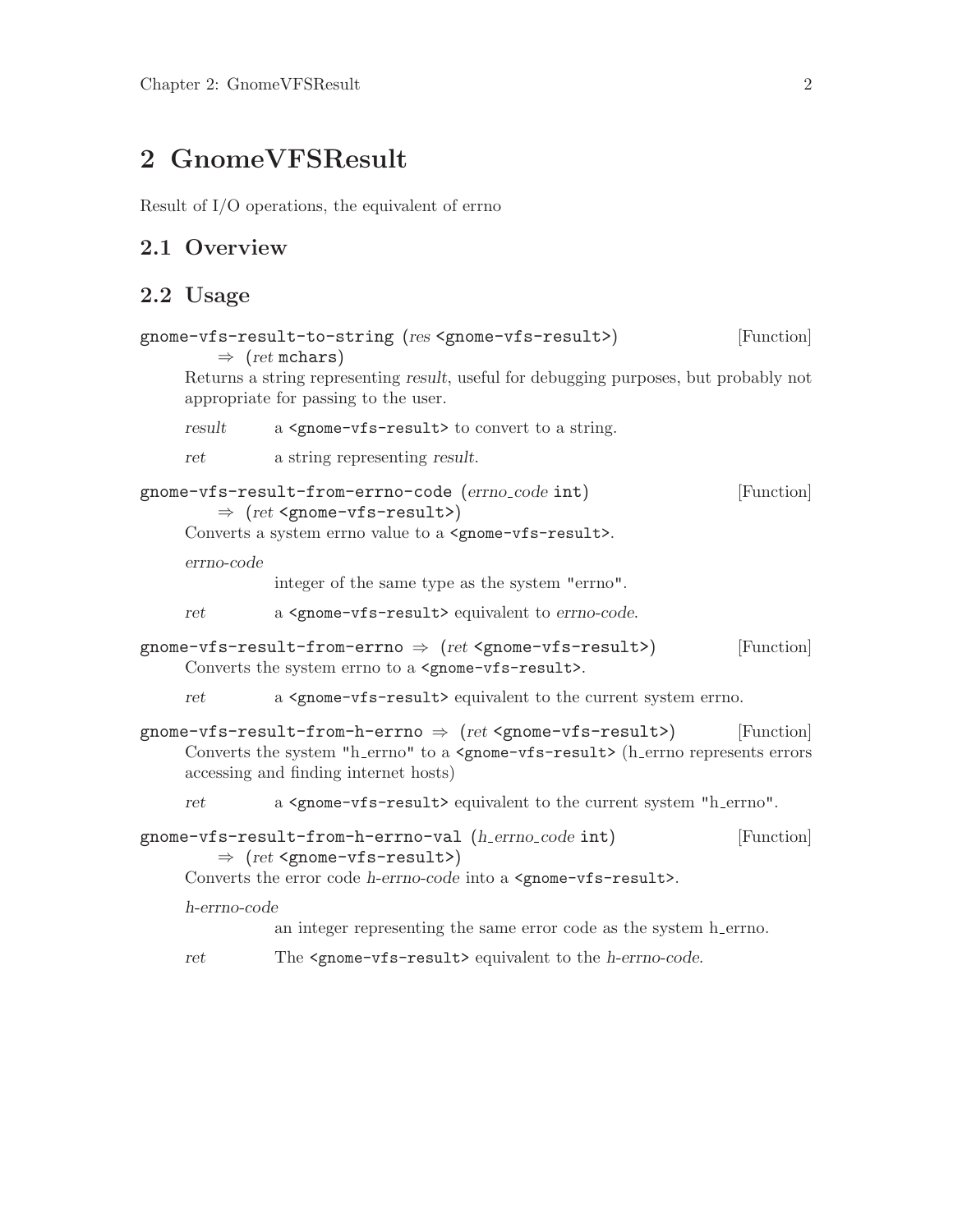# 2 GnomeVFSResult

Result of I/O operations, the equivalent of errno

## 2.1 Overview

## 2.2 Usage

**gnome-vfs-result-to-string** (*res* `<gnome-vfs-result>`) ⇒ (*ret* `mchars`) [Function]

Returns a string representing *result*, useful for debugging purposes, but probably not appropriate for passing to the user.

*result* — a `<gnome-vfs-result>` to convert to a string.

*ret* — a string representing *result*.

**gnome-vfs-result-from-errno-code** (*errno_code* `int`) ⇒ (*ret* `<gnome-vfs-result>`) [Function]

Converts a system errno value to a `<gnome-vfs-result>`.

*errno-code* — integer of the same type as the system "errno".

*ret* — a `<gnome-vfs-result>` equivalent to *errno-code*.

**gnome-vfs-result-from-errno** ⇒ (*ret* `<gnome-vfs-result>`) [Function]

Converts the system errno to a `<gnome-vfs-result>`.

*ret* — a `<gnome-vfs-result>` equivalent to the current system errno.

**gnome-vfs-result-from-h-errno** ⇒ (*ret* `<gnome-vfs-result>`) [Function]

Converts the system "h_errno" to a `<gnome-vfs-result>` (h_errno represents errors accessing and finding internet hosts)

*ret* — a `<gnome-vfs-result>` equivalent to the current system "h_errno".

**gnome-vfs-result-from-h-errno-val** (*h_errno_code* `int`) ⇒ (*ret* `<gnome-vfs-result>`) [Function]

Converts the error code *h-errno-code* into a `<gnome-vfs-result>`.

*h-errno-code* — an integer representing the same error code as the system h_errno.

*ret* — The `<gnome-vfs-result>` equivalent to the *h-errno-code*.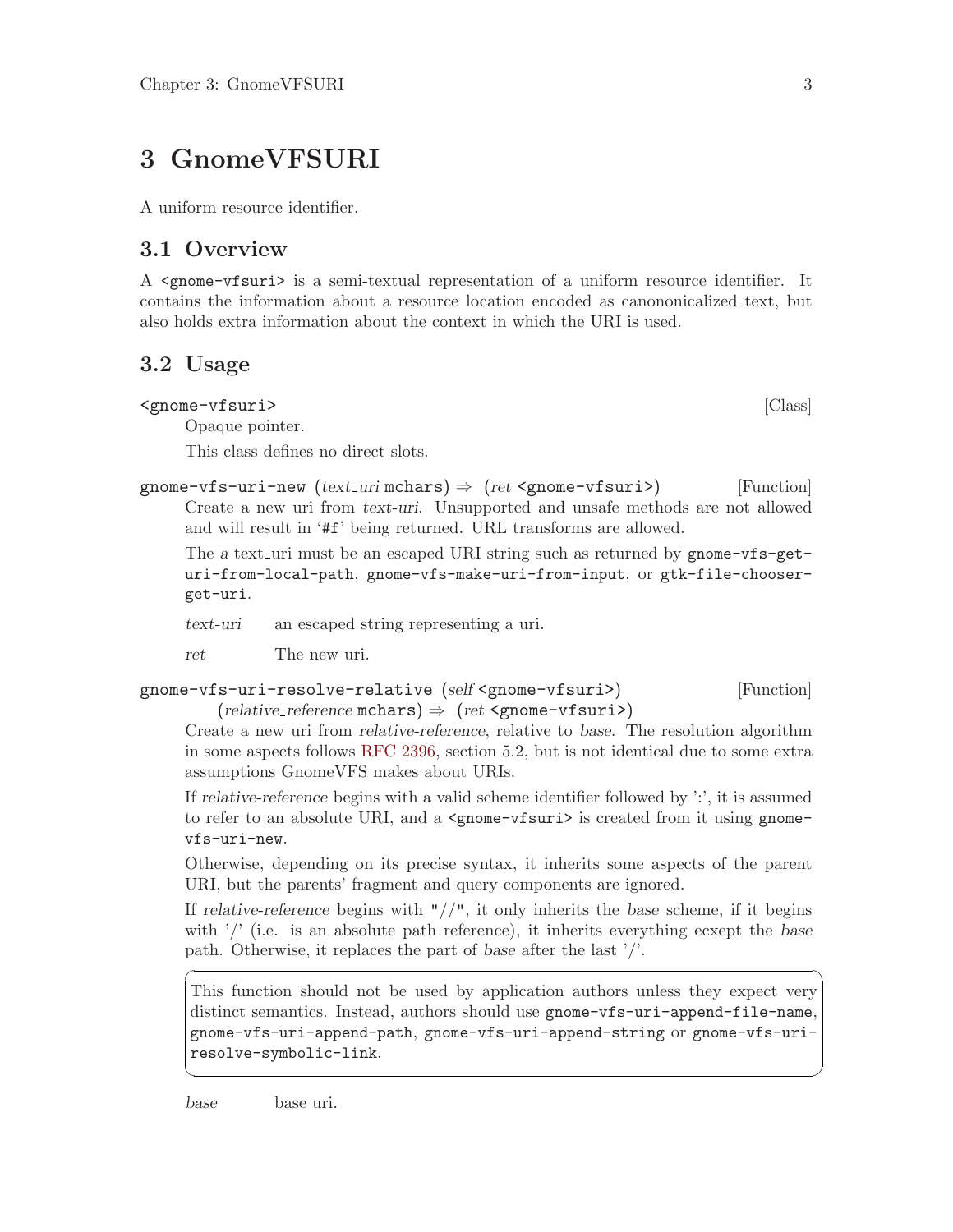# 3 GnomeVFSURI

A uniform resource identifier.

## 3.1 Overview

A `<gnome-vfsuri>` is a semi-textual representation of a uniform resource identifier. It contains the information about a resource location encoded as canononicalized text, but also holds extra information about the context in which the URI is used.

## 3.2 Usage

`<gnome-vfsuri>` [Class]

Opaque pointer.

This class defines no direct slots.

`gnome-vfs-uri-new` (*text_uri* `mchars`) ⇒ (*ret* `<gnome-vfsuri>`) [Function]

Create a new uri from *text-uri*. Unsupported and unsafe methods are not allowed and will result in '`#f`' being returned. URL transforms are allowed.

The a text_uri must be an escaped URI string such as returned by `gnome-vfs-get-uri-from-local-path`, `gnome-vfs-make-uri-from-input`, or `gtk-file-chooser-get-uri`.

*text-uri* an escaped string representing a uri.

*ret* The new uri.

`gnome-vfs-uri-resolve-relative` (*self* `<gnome-vfsuri>`) (*relative_reference* `mchars`) ⇒ (*ret* `<gnome-vfsuri>`) [Function]

Create a new uri from *relative-reference*, relative to *base*. The resolution algorithm in some aspects follows RFC 2396, section 5.2, but is not identical due to some extra assumptions GnomeVFS makes about URIs.

If *relative-reference* begins with a valid scheme identifier followed by ':', it is assumed to refer to an absolute URI, and a `<gnome-vfsuri>` is created from it using `gnome-vfs-uri-new`.

Otherwise, depending on its precise syntax, it inherits some aspects of the parent URI, but the parents' fragment and query components are ignored.

If *relative-reference* begins with "//", it only inherits the *base* scheme, if it begins with '/' (i.e. is an absolute path reference), it inherits everything ecxept the *base* path. Otherwise, it replaces the part of *base* after the last '/'.

> This function should not be used by application authors unless they expect very distinct semantics. Instead, authors should use `gnome-vfs-uri-append-file-name`, `gnome-vfs-uri-append-path`, `gnome-vfs-uri-append-string` or `gnome-vfs-uri-resolve-symbolic-link`.

*base* base uri.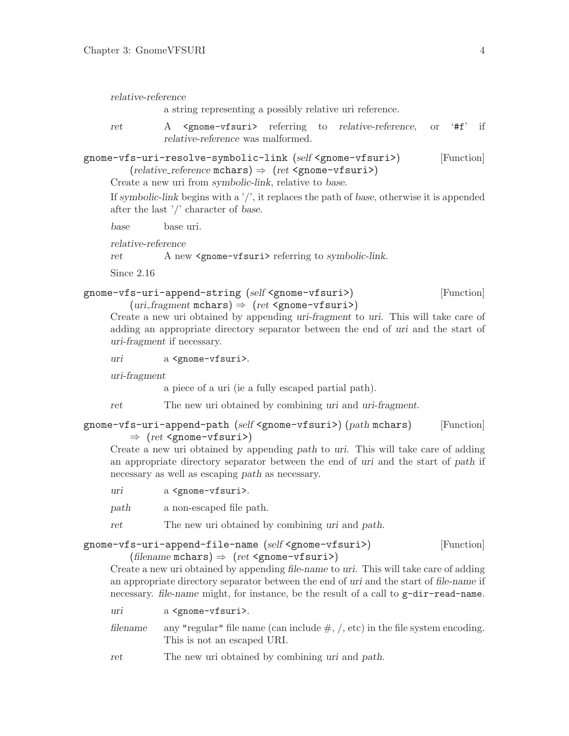*relative-reference*
: a string representing a possibly relative uri reference.

*ret*
: A `<gnome-vfsuri>` referring to *relative-reference*, or '`#f`' if *relative-reference* was malformed.

**gnome-vfs-uri-resolve-symbolic-link** (*self* `<gnome-vfsuri>`) (*relative_reference* `mchars`) ⇒ (*ret* `<gnome-vfsuri>`) [Function]

Create a new uri from *symbolic-link*, relative to *base*.

If *symbolic-link* begins with a '/', it replaces the path of *base*, otherwise it is appended after the last '/' character of *base*.

*base*
: base uri.

*relative-reference*

*ret*
: A new `<gnome-vfsuri>` referring to *symbolic-link*.

Since 2.16

**gnome-vfs-uri-append-string** (*self* `<gnome-vfsuri>`) (*uri_fragment* `mchars`) ⇒ (*ret* `<gnome-vfsuri>`) [Function]

Create a new uri obtained by appending *uri-fragment* to *uri*. This will take care of adding an appropriate directory separator between the end of *uri* and the start of *uri-fragment* if necessary.

*uri*
: a `<gnome-vfsuri>`.

*uri-fragment*
: a piece of a uri (ie a fully escaped partial path).

*ret*
: The new uri obtained by combining *uri* and *uri-fragment*.

**gnome-vfs-uri-append-path** (*self* `<gnome-vfsuri>`) (*path* `mchars`) ⇒ (*ret* `<gnome-vfsuri>`) [Function]

Create a new uri obtained by appending *path* to *uri*. This will take care of adding an appropriate directory separator between the end of *uri* and the start of *path* if necessary as well as escaping *path* as necessary.

*uri*
: a `<gnome-vfsuri>`.

*path*
: a non-escaped file path.

*ret*
: The new uri obtained by combining *uri* and *path*.

**gnome-vfs-uri-append-file-name** (*self* `<gnome-vfsuri>`) (*filename* `mchars`) ⇒ (*ret* `<gnome-vfsuri>`) [Function]

Create a new uri obtained by appending *file-name* to *uri*. This will take care of adding an appropriate directory separator between the end of *uri* and the start of *file-name* if necessary. *file-name* might, for instance, be the result of a call to `g-dir-read-name`.

*uri*
: a `<gnome-vfsuri>`.

*filename*
: any "regular" file name (can include #, /, etc) in the file system encoding. This is not an escaped URI.

*ret*
: The new uri obtained by combining *uri* and *path*.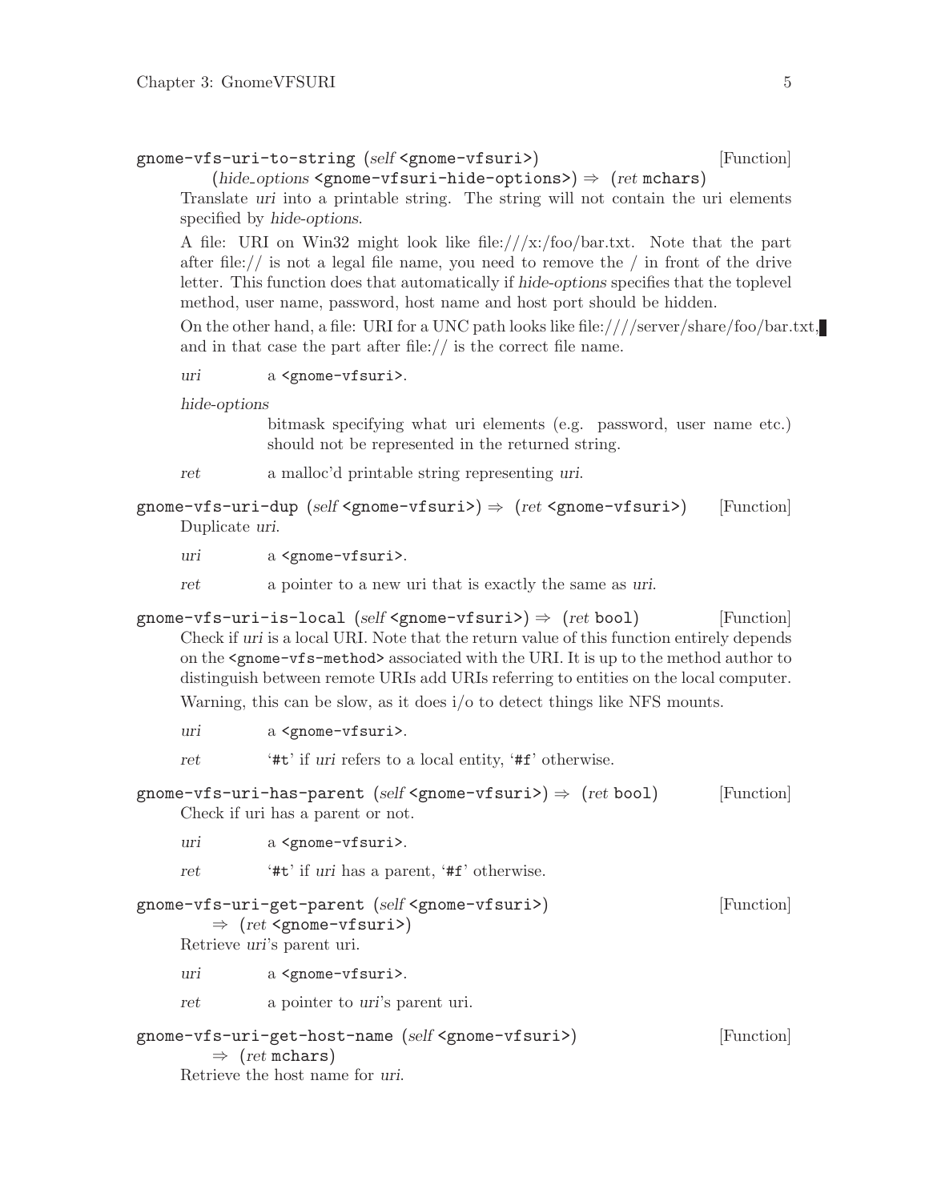**gnome-vfs-uri-to-string** (*self* `<gnome-vfsuri>`) (*hide_options* `<gnome-vfsuri-hide-options>`) ⇒ (*ret* `mchars`) [Function]

Translate *uri* into a printable string. The string will not contain the uri elements specified by *hide-options*.

A file: URI on Win32 might look like file:///x:/foo/bar.txt. Note that the part after file:// is not a legal file name, you need to remove the / in front of the drive letter. This function does that automatically if *hide-options* specifies that the toplevel method, user name, password, host name and host port should be hidden.

On the other hand, a file: URI for a UNC path looks like file:////server/share/foo/bar.txt, and in that case the part after file:// is the correct file name.

*uri* a `<gnome-vfsuri>`.

*hide-options*
bitmask specifying what uri elements (e.g. password, user name etc.) should not be represented in the returned string.

*ret* a malloc'd printable string representing *uri*.

**gnome-vfs-uri-dup** (*self* `<gnome-vfsuri>`) ⇒ (*ret* `<gnome-vfsuri>`) [Function]

Duplicate *uri*.

*uri* a `<gnome-vfsuri>`.

*ret* a pointer to a new uri that is exactly the same as *uri*.

**gnome-vfs-uri-is-local** (*self* `<gnome-vfsuri>`) ⇒ (*ret* `bool`) [Function]

Check if *uri* is a local URI. Note that the return value of this function entirely depends on the `<gnome-vfs-method>` associated with the URI. It is up to the method author to distinguish between remote URIs add URIs referring to entities on the local computer.

Warning, this can be slow, as it does i/o to detect things like NFS mounts.

*uri* a `<gnome-vfsuri>`.

*ret* '`#t`' if *uri* refers to a local entity, '`#f`' otherwise.

**gnome-vfs-uri-has-parent** (*self* `<gnome-vfsuri>`) ⇒ (*ret* `bool`) [Function]

Check if uri has a parent or not.

*uri* a `<gnome-vfsuri>`.

*ret* '`#t`' if *uri* has a parent, '`#f`' otherwise.

**gnome-vfs-uri-get-parent** (*self* `<gnome-vfsuri>`) ⇒ (*ret* `<gnome-vfsuri>`) [Function]

Retrieve *uri*'s parent uri.

*uri* a `<gnome-vfsuri>`.

*ret* a pointer to *uri*'s parent uri.

**gnome-vfs-uri-get-host-name** (*self* `<gnome-vfsuri>`) ⇒ (*ret* `mchars`) [Function]

Retrieve the host name for *uri*.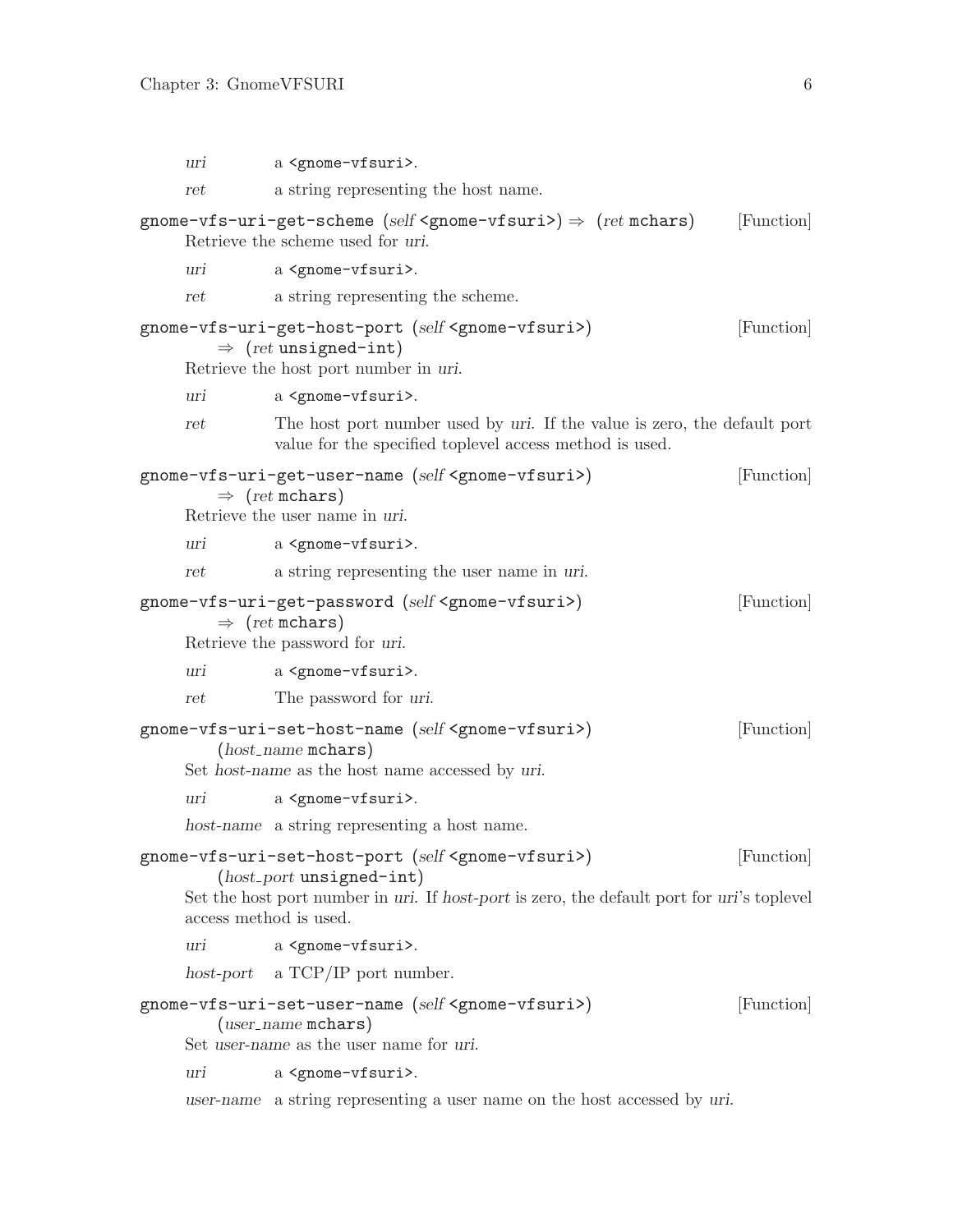*uri* a `<gnome-vfsuri>`.

*ret* a string representing the host name.

`gnome-vfs-uri-get-scheme` (*self* `<gnome-vfsuri>`) ⇒ (*ret* `mchars`) [Function]

Retrieve the scheme used for *uri*.

*uri* a `<gnome-vfsuri>`.

*ret* a string representing the scheme.

`gnome-vfs-uri-get-host-port` (*self* `<gnome-vfsuri>`) ⇒ (*ret* `unsigned-int`) [Function]

Retrieve the host port number in *uri*.

*uri* a `<gnome-vfsuri>`.

*ret* The host port number used by *uri*. If the value is zero, the default port value for the specified toplevel access method is used.

`gnome-vfs-uri-get-user-name` (*self* `<gnome-vfsuri>`) ⇒ (*ret* `mchars`) [Function]

Retrieve the user name in *uri*.

*uri* a `<gnome-vfsuri>`.

*ret* a string representing the user name in *uri*.

`gnome-vfs-uri-get-password` (*self* `<gnome-vfsuri>`) ⇒ (*ret* `mchars`) [Function]

Retrieve the password for *uri*.

*uri* a `<gnome-vfsuri>`.

*ret* The password for *uri*.

`gnome-vfs-uri-set-host-name` (*self* `<gnome-vfsuri>`) (*host_name* `mchars`) [Function]

Set *host-name* as the host name accessed by *uri*.

*uri* a `<gnome-vfsuri>`.

*host-name* a string representing a host name.

`gnome-vfs-uri-set-host-port` (*self* `<gnome-vfsuri>`) (*host_port* `unsigned-int`) [Function]

Set the host port number in *uri*. If *host-port* is zero, the default port for *uri*'s toplevel access method is used.

*uri* a `<gnome-vfsuri>`.

*host-port* a TCP/IP port number.

`gnome-vfs-uri-set-user-name` (*self* `<gnome-vfsuri>`) (*user_name* `mchars`) [Function]

Set *user-name* as the user name for *uri*.

*uri* a `<gnome-vfsuri>`.

*user-name* a string representing a user name on the host accessed by *uri*.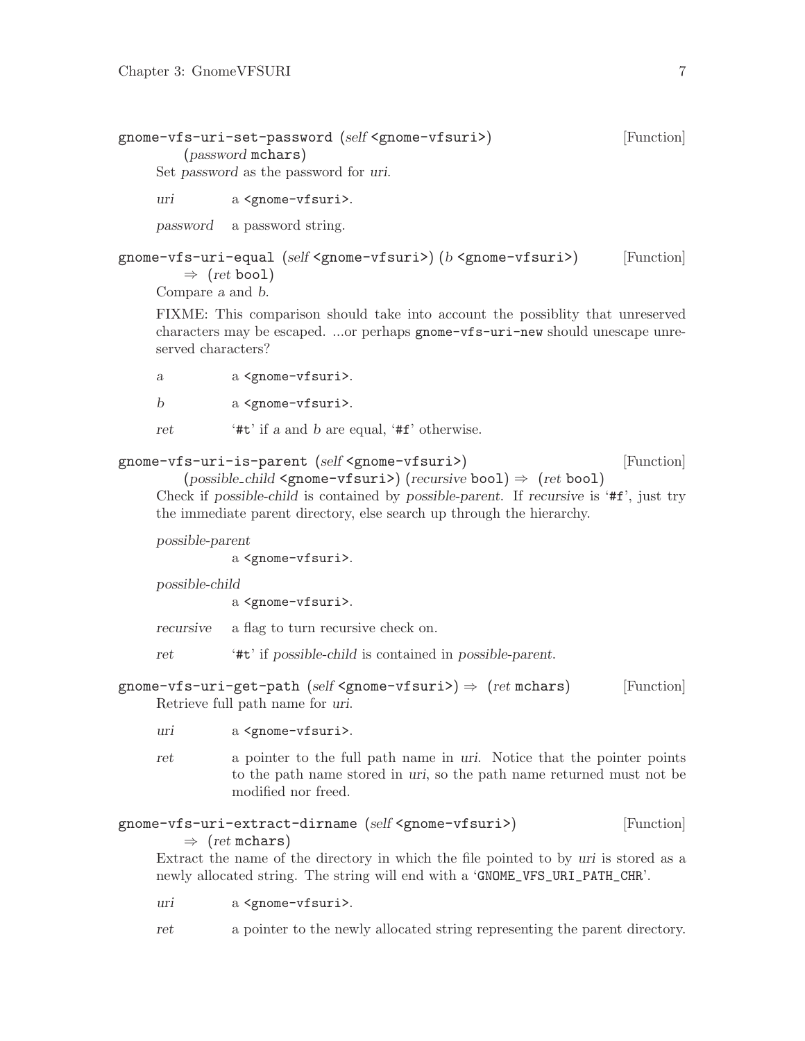**gnome-vfs-uri-set-password** (*self* `<gnome-vfsuri>`) (*password* `mchars`) [Function]

Set *password* as the password for *uri*.

*uri* a `<gnome-vfsuri>`.

*password* a password string.

**gnome-vfs-uri-equal** (*self* `<gnome-vfsuri>`) (*b* `<gnome-vfsuri>`) ⇒ (*ret* `bool`) [Function]

Compare *a* and *b*.

FIXME: This comparison should take into account the possiblity that unreserved characters may be escaped. ...or perhaps `gnome-vfs-uri-new` should unescape unreserved characters?

*a* a `<gnome-vfsuri>`.

*b* a `<gnome-vfsuri>`.

*ret* '`#t`' if *a* and *b* are equal, '`#f`' otherwise.

**gnome-vfs-uri-is-parent** (*self* `<gnome-vfsuri>`) (*possible_child* `<gnome-vfsuri>`) (*recursive* `bool`) ⇒ (*ret* `bool`) [Function]

Check if *possible-child* is contained by *possible-parent*. If *recursive* is '`#f`', just try the immediate parent directory, else search up through the hierarchy.

*possible-parent*
a `<gnome-vfsuri>`.

*possible-child*
a `<gnome-vfsuri>`.

*recursive* a flag to turn recursive check on.

*ret* '`#t`' if *possible-child* is contained in *possible-parent*.

**gnome-vfs-uri-get-path** (*self* `<gnome-vfsuri>`) ⇒ (*ret* `mchars`) [Function]

Retrieve full path name for *uri*.

*uri* a `<gnome-vfsuri>`.

*ret* a pointer to the full path name in *uri*. Notice that the pointer points to the path name stored in *uri*, so the path name returned must not be modified nor freed.

**gnome-vfs-uri-extract-dirname** (*self* `<gnome-vfsuri>`) ⇒ (*ret* `mchars`) [Function]

Extract the name of the directory in which the file pointed to by *uri* is stored as a newly allocated string. The string will end with a '`GNOME_VFS_URI_PATH_CHR`'.

*uri* a `<gnome-vfsuri>`.

*ret* a pointer to the newly allocated string representing the parent directory.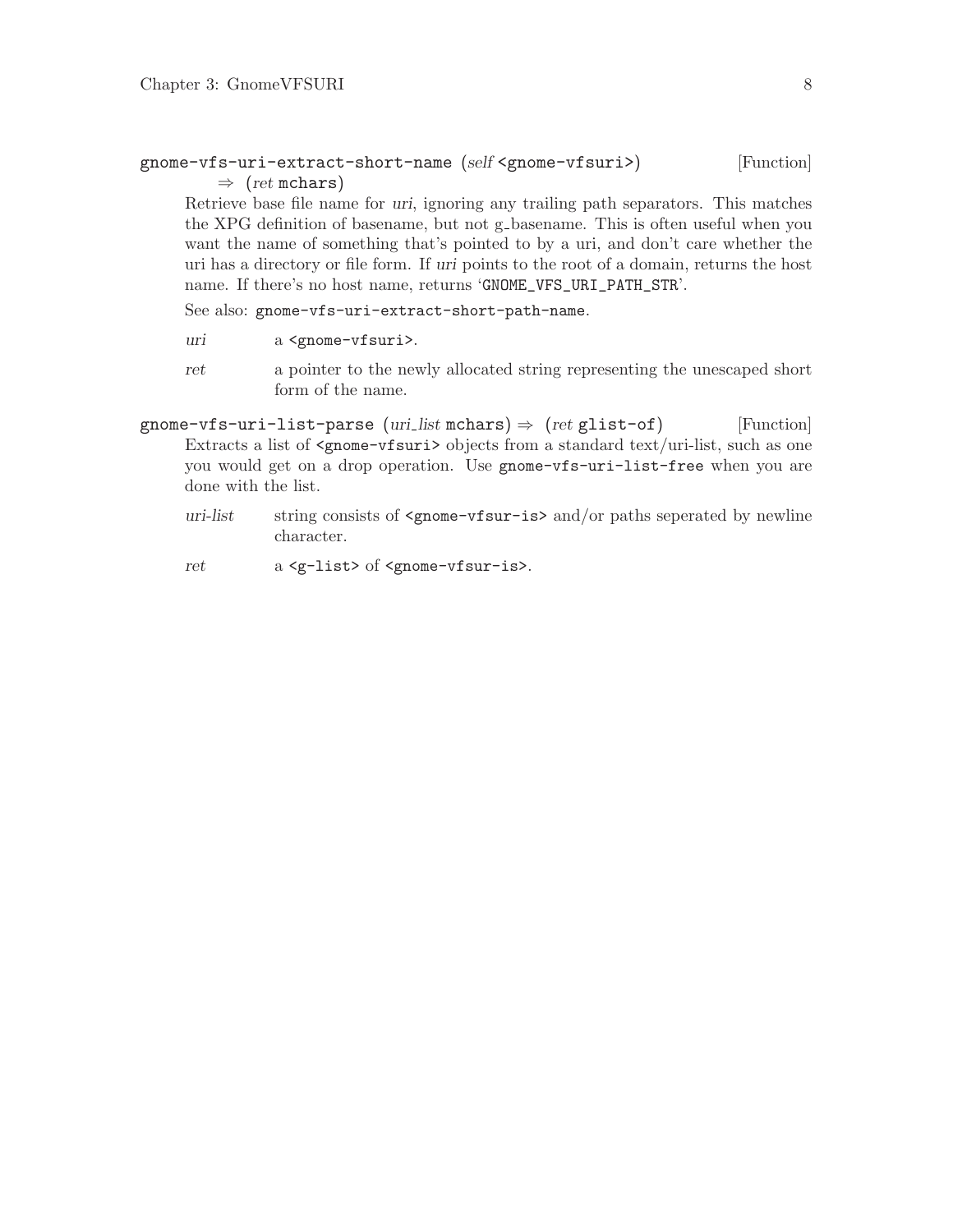`gnome-vfs-uri-extract-short-name` (*self* `<gnome-vfsuri>`) ⇒ (*ret* `mchars`) [Function]

Retrieve base file name for *uri*, ignoring any trailing path separators. This matches the XPG definition of basename, but not g_basename. This is often useful when you want the name of something that's pointed to by a uri, and don't care whether the uri has a directory or file form. If *uri* points to the root of a domain, returns the host name. If there's no host name, returns '`GNOME_VFS_URI_PATH_STR`'.

See also: `gnome-vfs-uri-extract-short-path-name`.

*uri* a `<gnome-vfsuri>`.

*ret* a pointer to the newly allocated string representing the unescaped short form of the name.

`gnome-vfs-uri-list-parse` (*uri_list* `mchars`) ⇒ (*ret* `glist-of`) [Function]

Extracts a list of `<gnome-vfsuri>` objects from a standard text/uri-list, such as one you would get on a drop operation. Use `gnome-vfs-uri-list-free` when you are done with the list.

*uri-list* string consists of `<gnome-vfsur-is>` and/or paths seperated by newline character.

*ret* a `<g-list>` of `<gnome-vfsur-is>`.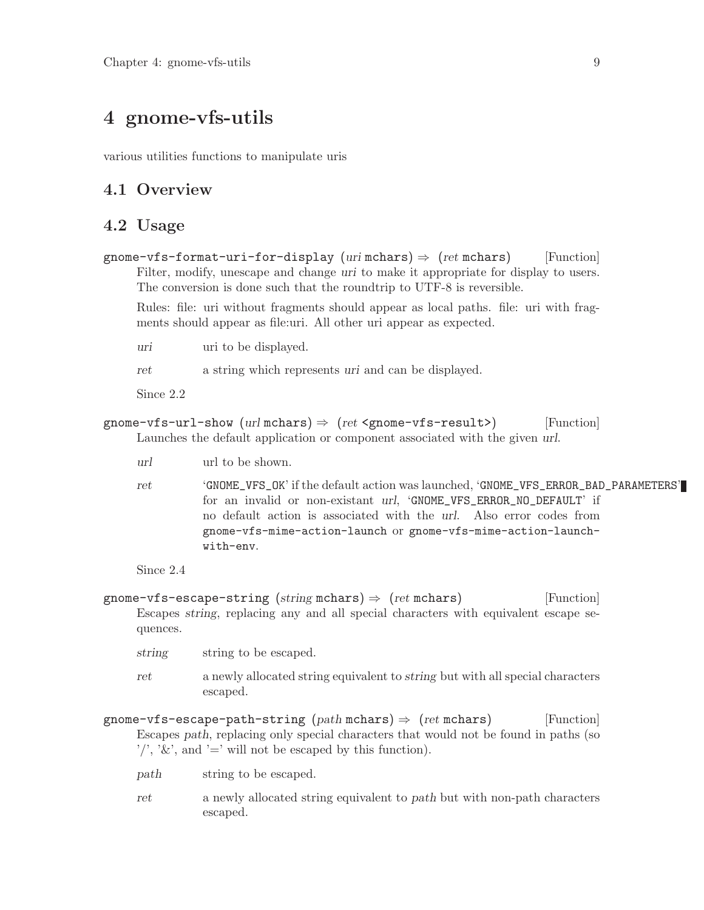# 4 gnome-vfs-utils

various utilities functions to manipulate uris

## 4.1 Overview

## 4.2 Usage

`gnome-vfs-format-uri-for-display` (*uri* `mchars`) ⇒ (*ret* `mchars`) [Function]

Filter, modify, unescape and change *uri* to make it appropriate for display to users. The conversion is done such that the roundtrip to UTF-8 is reversible.

Rules: file: uri without fragments should appear as local paths. file: uri with fragments should appear as file:uri. All other uri appear as expected.

*uri* uri to be displayed.

*ret* a string which represents *uri* and can be displayed.

Since 2.2

`gnome-vfs-url-show` (*url* `mchars`) ⇒ (*ret* `<gnome-vfs-result>`) [Function]

Launches the default application or component associated with the given *url*.

*url* url to be shown.

*ret* '`GNOME_VFS_OK`' if the default action was launched, '`GNOME_VFS_ERROR_BAD_PARAMETERS`' for an invalid or non-existant *url*, '`GNOME_VFS_ERROR_NO_DEFAULT`' if no default action is associated with the *url*. Also error codes from `gnome-vfs-mime-action-launch` or `gnome-vfs-mime-action-launch-with-env`.

Since 2.4

`gnome-vfs-escape-string` (*string* `mchars`) ⇒ (*ret* `mchars`) [Function]

Escapes *string*, replacing any and all special characters with equivalent escape sequences.

*string* string to be escaped.

*ret* a newly allocated string equivalent to *string* but with all special characters escaped.

`gnome-vfs-escape-path-string` (*path* `mchars`) ⇒ (*ret* `mchars`) [Function]

Escapes *path*, replacing only special characters that would not be found in paths (so '/', '&', and '=' will not be escaped by this function).

*path* string to be escaped.

*ret* a newly allocated string equivalent to *path* but with non-path characters escaped.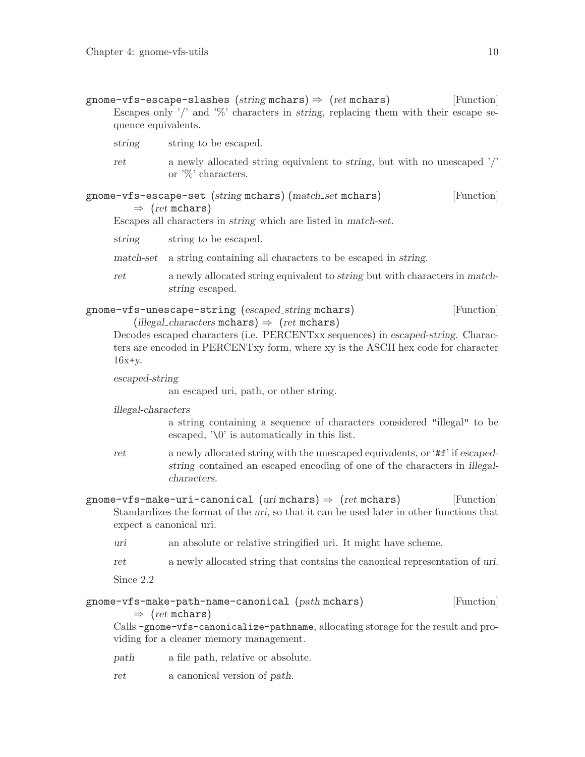`gnome-vfs-escape-slashes` (*string* `mchars`) ⇒ (*ret* `mchars`) [Function]

Escapes only '/' and '%' characters in *string*, replacing them with their escape sequence equivalents.

*string* string to be escaped.

*ret* a newly allocated string equivalent to *string*, but with no unescaped '/' or '%' characters.

`gnome-vfs-escape-set` (*string* `mchars`) (*match_set* `mchars`) ⇒ (*ret* `mchars`) [Function]

Escapes all characters in *string* which are listed in *match-set*.

*string* string to be escaped.

*match-set* a string containing all characters to be escaped in *string*.

*ret* a newly allocated string equivalent to *string* but with characters in *match-string* escaped.

`gnome-vfs-unescape-string` (*escaped_string* `mchars`) (*illegal_characters* `mchars`) ⇒ (*ret* `mchars`) [Function]

Decodes escaped characters (i.e. PERCENTxx sequences) in *escaped-string*. Characters are encoded in PERCENTxy form, where xy is the ASCII hex code for character 16x+y.

*escaped-string*
an escaped uri, path, or other string.

*illegal-characters*
a string containing a sequence of characters considered "illegal" to be escaped, '\0' is automatically in this list.

*ret* a newly allocated string with the unescaped equivalents, or '`#f`' if *escaped-string* contained an escaped encoding of one of the characters in *illegal-characters*.

`gnome-vfs-make-uri-canonical` (*uri* `mchars`) ⇒ (*ret* `mchars`) [Function]

Standardizes the format of the *uri*, so that it can be used later in other functions that expect a canonical uri.

*uri* an absolute or relative stringified uri. It might have scheme.

*ret* a newly allocated string that contains the canonical representation of *uri*.

Since 2.2

`gnome-vfs-make-path-name-canonical` (*path* `mchars`) ⇒ (*ret* `mchars`) [Function]

Calls `-gnome-vfs-canonicalize-pathname`, allocating storage for the result and providing for a cleaner memory management.

*path* a file path, relative or absolute.

*ret* a canonical version of *path*.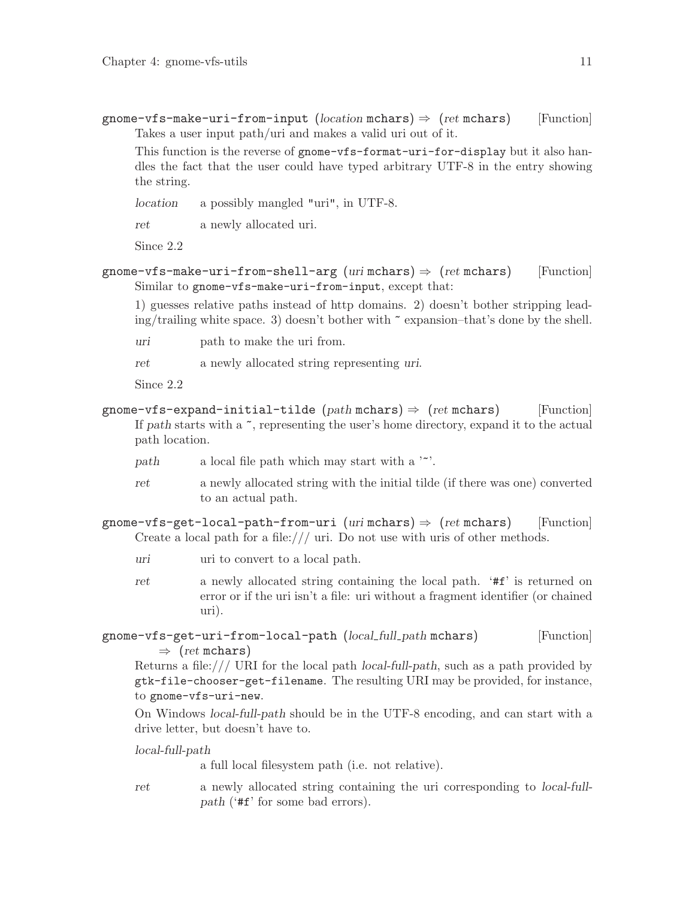`gnome-vfs-make-uri-from-input` (*location* `mchars`) ⇒ (*ret* `mchars`) [Function]

Takes a user input path/uri and makes a valid uri out of it.

This function is the reverse of `gnome-vfs-format-uri-for-display` but it also handles the fact that the user could have typed arbitrary UTF-8 in the entry showing the string.

*location* a possibly mangled "uri", in UTF-8.

*ret* a newly allocated uri.

Since 2.2

`gnome-vfs-make-uri-from-shell-arg` (*uri* `mchars`) ⇒ (*ret* `mchars`) [Function]

Similar to `gnome-vfs-make-uri-from-input`, except that:

1) guesses relative paths instead of http domains. 2) doesn't bother stripping leading/trailing white space. 3) doesn't bother with ~ expansion–that's done by the shell.

*uri* path to make the uri from.

*ret* a newly allocated string representing *uri*.

Since 2.2

`gnome-vfs-expand-initial-tilde` (*path* `mchars`) ⇒ (*ret* `mchars`) [Function]

If *path* starts with a ~, representing the user's home directory, expand it to the actual path location.

*path* a local file path which may start with a '~'.

*ret* a newly allocated string with the initial tilde (if there was one) converted to an actual path.

`gnome-vfs-get-local-path-from-uri` (*uri* `mchars`) ⇒ (*ret* `mchars`) [Function]

Create a local path for a file:/// uri. Do not use with uris of other methods.

*uri* uri to convert to a local path.

*ret* a newly allocated string containing the local path. '`#f`' is returned on error or if the uri isn't a file: uri without a fragment identifier (or chained uri).

`gnome-vfs-get-uri-from-local-path` (*local_full_path* `mchars`) ⇒ (*ret* `mchars`) [Function]

Returns a file:/// URI for the local path *local-full-path*, such as a path provided by `gtk-file-chooser-get-filename`. The resulting URI may be provided, for instance, to `gnome-vfs-uri-new`.

On Windows *local-full-path* should be in the UTF-8 encoding, and can start with a drive letter, but doesn't have to.

*local-full-path*
a full local filesystem path (i.e. not relative).

*ret* a newly allocated string containing the uri corresponding to *local-full-path* ('`#f`' for some bad errors).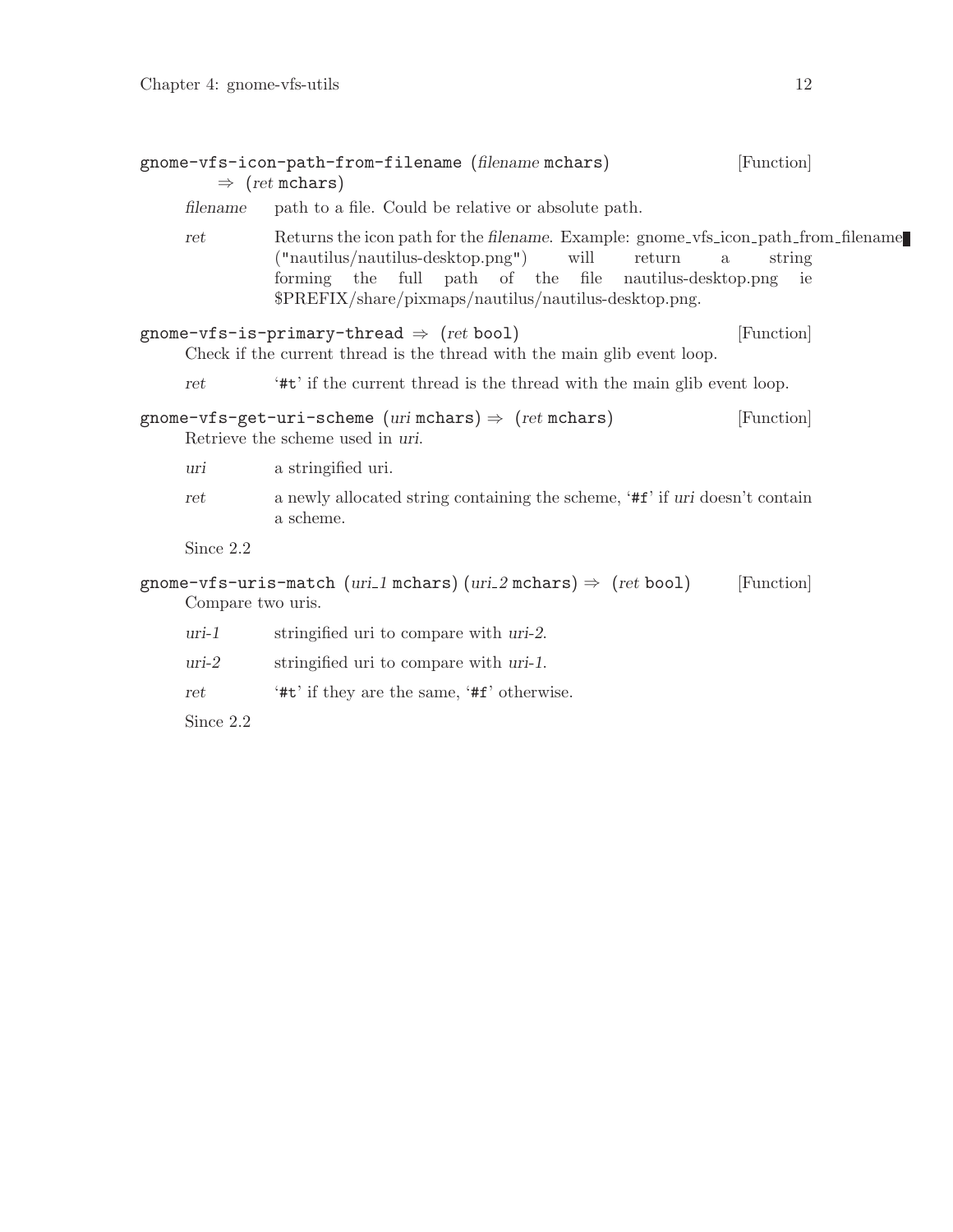`gnome-vfs-icon-path-from-filename (filename mchars) ⇒ (ret mchars)` [Function]

*filename* path to a file. Could be relative or absolute path.

*ret* Returns the icon path for the *filename*. Example: gnome_vfs_icon_path_from_filename ("nautilus/nautilus-desktop.png") will return a string forming the full path of the file nautilus-desktop.png ie $PREFIX/share/pixmaps/nautilus/nautilus-desktop.png.

`gnome-vfs-is-primary-thread ⇒ (ret bool)` [Function]

Check if the current thread is the thread with the main glib event loop.

*ret* '#t' if the current thread is the thread with the main glib event loop.

`gnome-vfs-get-uri-scheme (uri mchars) ⇒ (ret mchars)` [Function]

Retrieve the scheme used in *uri*.

*uri* a stringified uri.

*ret* a newly allocated string containing the scheme, '#f' if *uri* doesn't contain a scheme.

Since 2.2

`gnome-vfs-uris-match (uri_1 mchars) (uri_2 mchars) ⇒ (ret bool)` [Function]

Compare two uris.

*uri-1* stringified uri to compare with *uri-2*.

*uri-2* stringified uri to compare with *uri-1*.

*ret* '#t' if they are the same, '#f' otherwise.

Since 2.2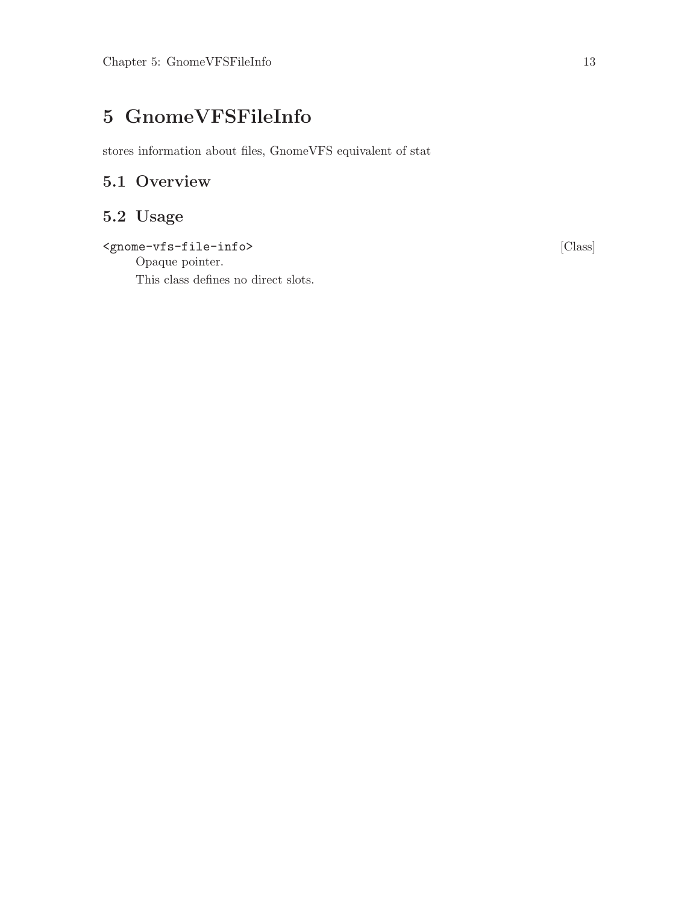# 5 GnomeVFSFileInfo

stores information about files, GnomeVFS equivalent of stat

## 5.1 Overview

## 5.2 Usage

`<gnome-vfs-file-info>` [Class]

Opaque pointer.

This class defines no direct slots.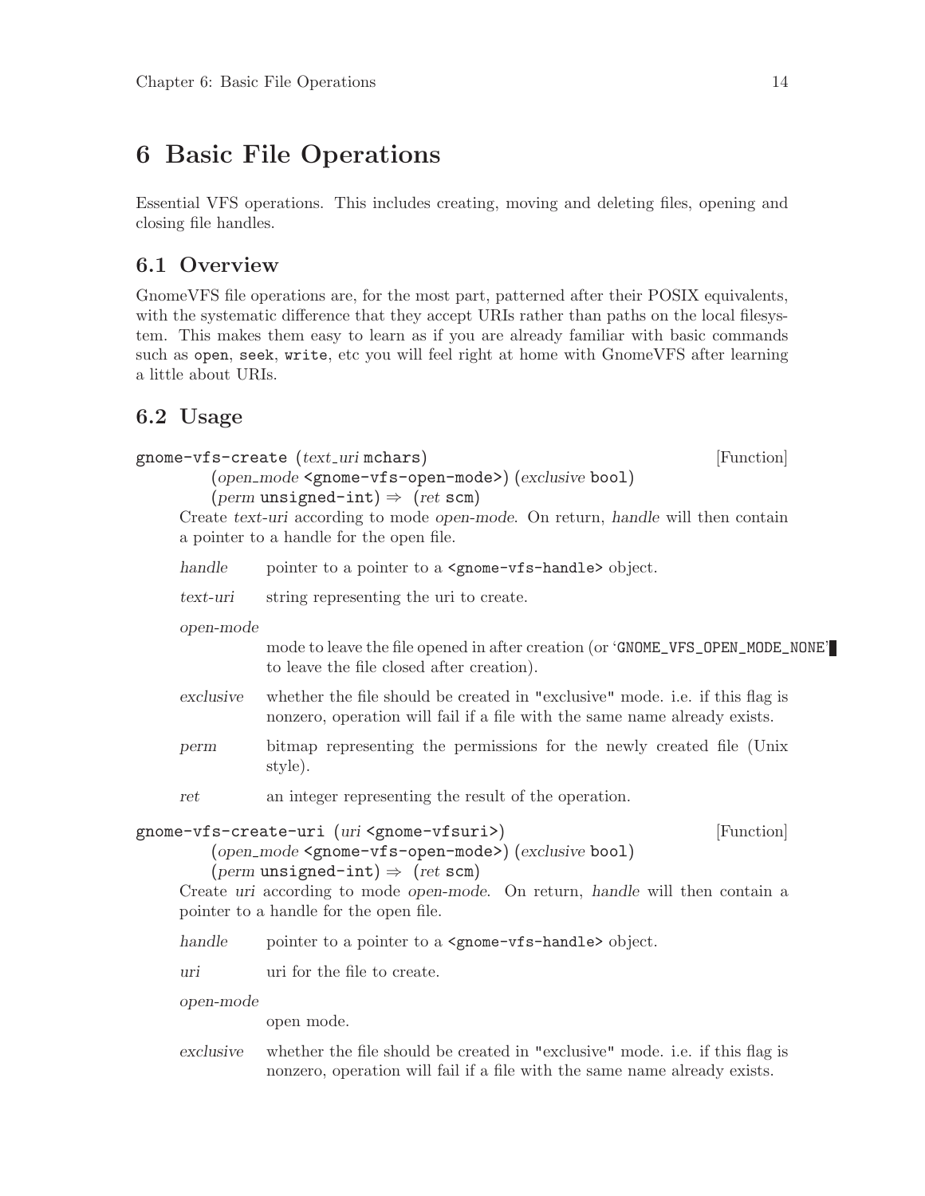# 6 Basic File Operations

Essential VFS operations. This includes creating, moving and deleting files, opening and closing file handles.

## 6.1 Overview

GnomeVFS file operations are, for the most part, patterned after their POSIX equivalents, with the systematic difference that they accept URIs rather than paths on the local filesystem. This makes them easy to learn as if you are already familiar with basic commands such as `open`, `seek`, `write`, etc you will feel right at home with GnomeVFS after learning a little about URIs.

## 6.2 Usage

**gnome-vfs-create** (*text_uri* `mchars`) (*open_mode* `<gnome-vfs-open-mode>`) (*exclusive* `bool`) (*perm* `unsigned-int`) ⇒ (*ret* `scm`) [Function]

Create *text-uri* according to mode *open-mode*. On return, *handle* will then contain a pointer to a handle for the open file.

*handle* pointer to a pointer to a `<gnome-vfs-handle>` object.

*text-uri* string representing the uri to create.

*open-mode*
mode to leave the file opened in after creation (or '`GNOME_VFS_OPEN_MODE_NONE`' to leave the file closed after creation).

*exclusive* whether the file should be created in "exclusive" mode. i.e. if this flag is nonzero, operation will fail if a file with the same name already exists.

*perm* bitmap representing the permissions for the newly created file (Unix style).

*ret* an integer representing the result of the operation.

**gnome-vfs-create-uri** (*uri* `<gnome-vfsuri>`) (*open_mode* `<gnome-vfs-open-mode>`) (*exclusive* `bool`) (*perm* `unsigned-int`) ⇒ (*ret* `scm`) [Function]

Create *uri* according to mode *open-mode*. On return, *handle* will then contain a pointer to a handle for the open file.

*handle* pointer to a pointer to a `<gnome-vfs-handle>` object.

*uri* uri for the file to create.

*open-mode*
open mode.

*exclusive* whether the file should be created in "exclusive" mode. i.e. if this flag is nonzero, operation will fail if a file with the same name already exists.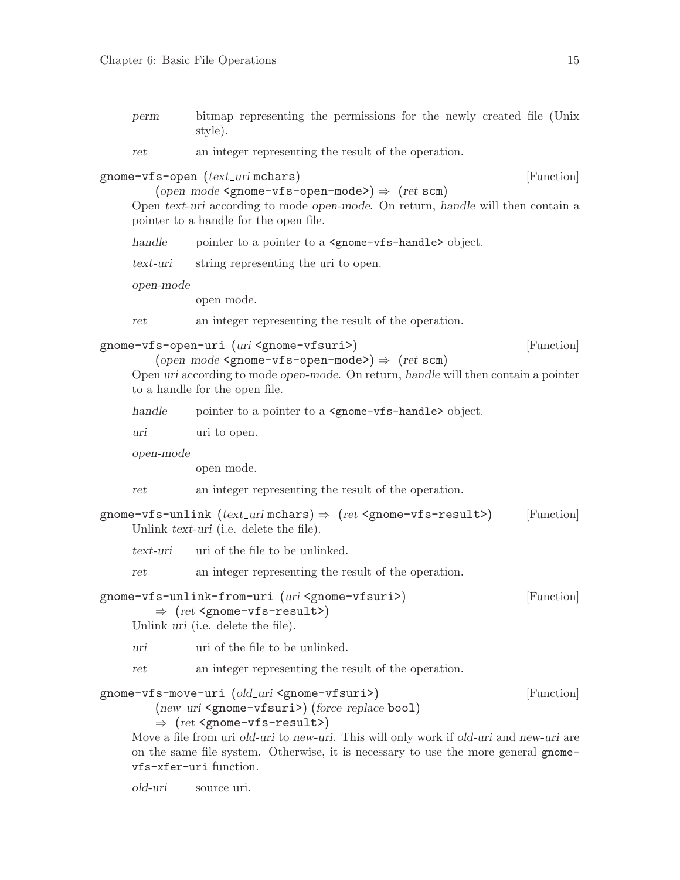*perm* bitmap representing the permissions for the newly created file (Unix style).

*ret* an integer representing the result of the operation.

`gnome-vfs-open` (*text_uri* `mchars`) (*open_mode* `<gnome-vfs-open-mode>`) ⇒ (*ret* `scm`) [Function]

Open *text-uri* according to mode *open-mode*. On return, *handle* will then contain a pointer to a handle for the open file.

*handle* pointer to a pointer to a `<gnome-vfs-handle>` object.

*text-uri* string representing the uri to open.

*open-mode*
open mode.

*ret* an integer representing the result of the operation.

`gnome-vfs-open-uri` (*uri* `<gnome-vfsuri>`) (*open_mode* `<gnome-vfs-open-mode>`) ⇒ (*ret* `scm`) [Function]

Open *uri* according to mode *open-mode*. On return, *handle* will then contain a pointer to a handle for the open file.

*handle* pointer to a pointer to a `<gnome-vfs-handle>` object.

*uri* uri to open.

*open-mode*
open mode.

*ret* an integer representing the result of the operation.

`gnome-vfs-unlink` (*text_uri* `mchars`) ⇒ (*ret* `<gnome-vfs-result>`) [Function]

Unlink *text-uri* (i.e. delete the file).

*text-uri* uri of the file to be unlinked.

*ret* an integer representing the result of the operation.

`gnome-vfs-unlink-from-uri` (*uri* `<gnome-vfsuri>`) ⇒ (*ret* `<gnome-vfs-result>`) [Function]

Unlink *uri* (i.e. delete the file).

*uri* uri of the file to be unlinked.

*ret* an integer representing the result of the operation.

`gnome-vfs-move-uri` (*old_uri* `<gnome-vfsuri>`) (*new_uri* `<gnome-vfsuri>`) (*force_replace* `bool`) ⇒ (*ret* `<gnome-vfs-result>`) [Function]

Move a file from uri *old-uri* to *new-uri*. This will only work if *old-uri* and *new-uri* are on the same file system. Otherwise, it is necessary to use the more general `gnome-vfs-xfer-uri` function.

*old-uri* source uri.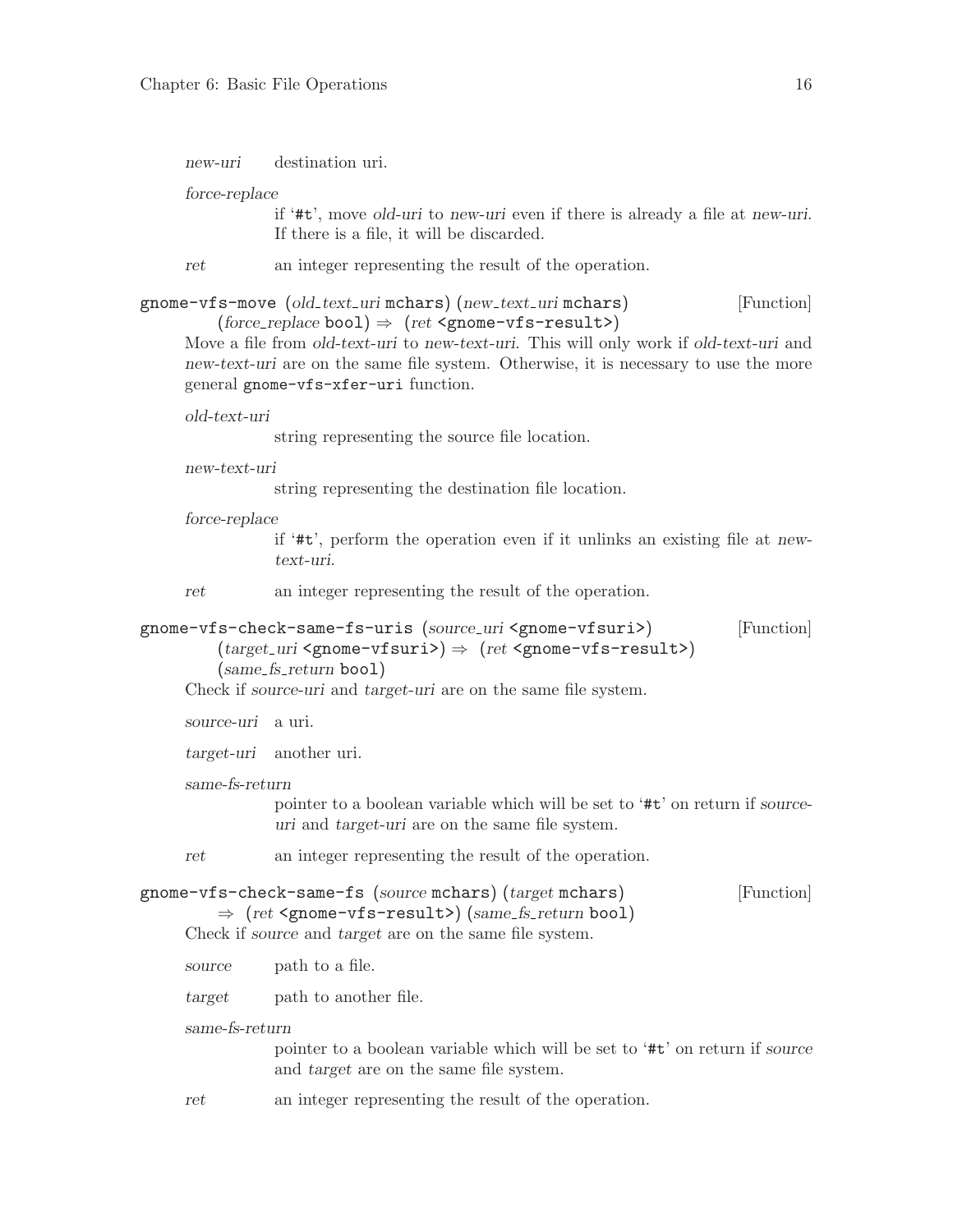*new-uri* destination uri.

*force-replace*
: if '#t', move *old-uri* to *new-uri* even if there is already a file at *new-uri*. If there is a file, it will be discarded.

*ret* an integer representing the result of the operation.

**gnome-vfs-move** (*old_text_uri* mchars) (*new_text_uri* mchars) (*force_replace* bool) ⇒ (*ret* <gnome-vfs-result>) [Function]

Move a file from *old-text-uri* to *new-text-uri*. This will only work if *old-text-uri* and *new-text-uri* are on the same file system. Otherwise, it is necessary to use the more general `gnome-vfs-xfer-uri` function.

*old-text-uri*
: string representing the source file location.

*new-text-uri*
: string representing the destination file location.

*force-replace*
: if '#t', perform the operation even if it unlinks an existing file at *new-text-uri*.

*ret* an integer representing the result of the operation.

**gnome-vfs-check-same-fs-uris** (*source_uri* <gnome-vfsuri>) (*target_uri* <gnome-vfsuri>) ⇒ (*ret* <gnome-vfs-result>) (*same_fs_return* bool) [Function]

Check if *source-uri* and *target-uri* are on the same file system.

*source-uri* a uri.

*target-uri* another uri.

*same-fs-return*
: pointer to a boolean variable which will be set to '#t' on return if *source-uri* and *target-uri* are on the same file system.

*ret* an integer representing the result of the operation.

**gnome-vfs-check-same-fs** (*source* mchars) (*target* mchars) ⇒ (*ret* <gnome-vfs-result>) (*same_fs_return* bool) [Function]

Check if *source* and *target* are on the same file system.

*source* path to a file.

*target* path to another file.

*same-fs-return*
: pointer to a boolean variable which will be set to '#t' on return if *source* and *target* are on the same file system.

*ret* an integer representing the result of the operation.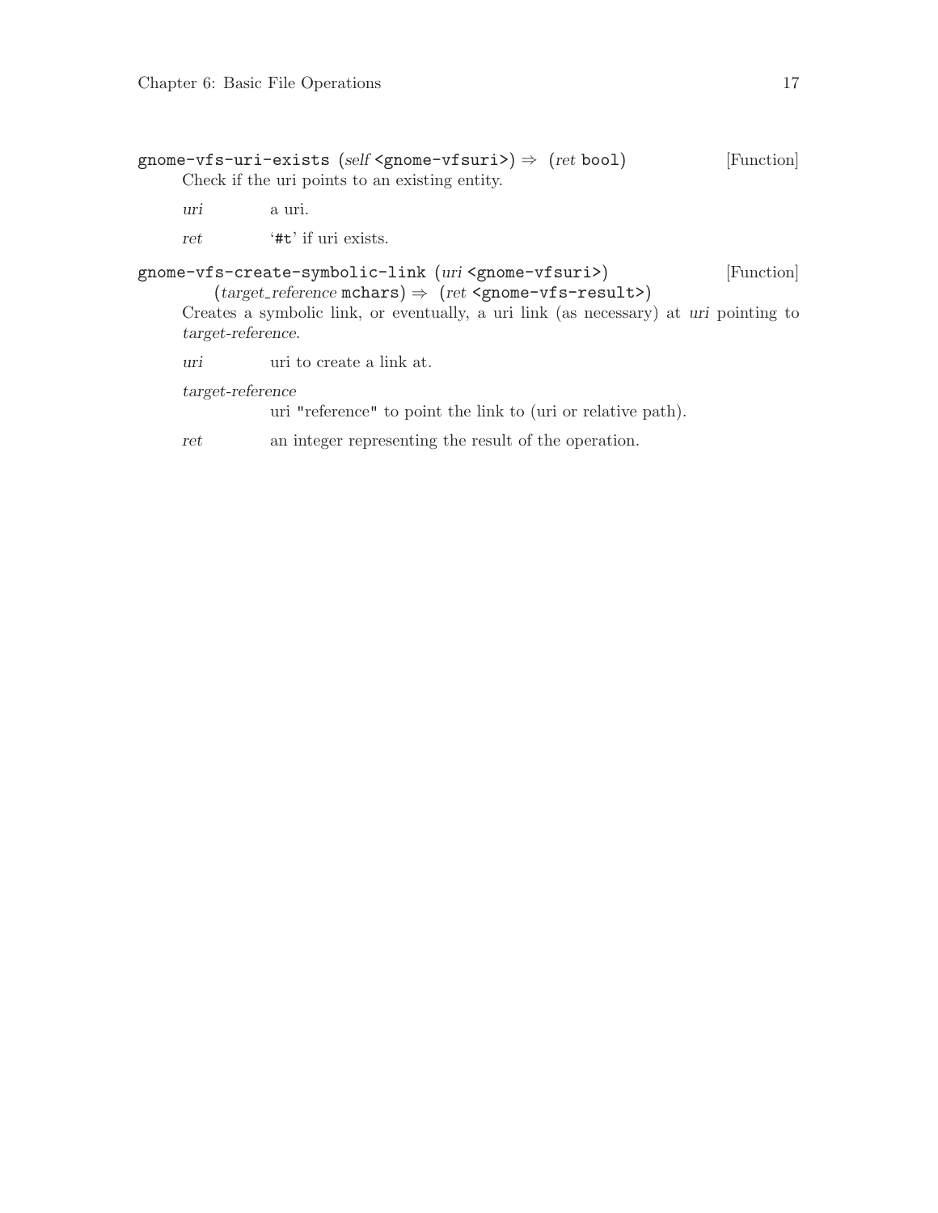gnome-vfs-uri-exists (*self* <gnome-vfsuri>) ⇒ (*ret* bool) [Function]

Check if the uri points to an existing entity.

*uri* a uri.

*ret* '#t' if uri exists.

gnome-vfs-create-symbolic-link (*uri* <gnome-vfsuri>) (*target_reference* mchars) ⇒ (*ret* <gnome-vfs-result>) [Function]

Creates a symbolic link, or eventually, a uri link (as necessary) at *uri* pointing to *target-reference*.

*uri* uri to create a link at.

*target-reference*
uri "reference" to point the link to (uri or relative path).

*ret* an integer representing the result of the operation.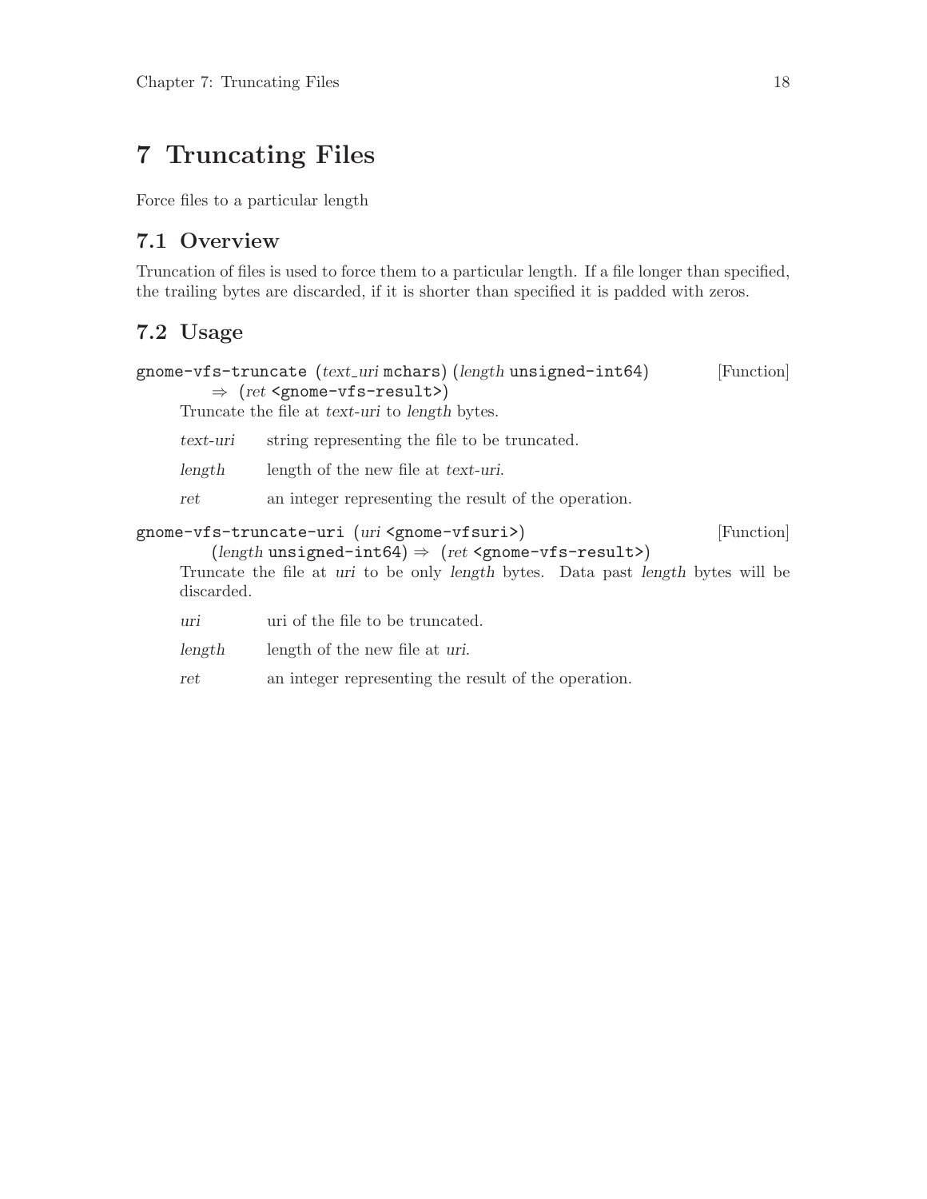# 7 Truncating Files

Force files to a particular length

## 7.1 Overview

Truncation of files is used to force them to a particular length. If a file longer than specified, the trailing bytes are discarded, if it is shorter than specified it is padded with zeros.

## 7.2 Usage

`gnome-vfs-truncate` (*text_uri* `mchars`) (*length* `unsigned-int64`) ⇒ (*ret* `<gnome-vfs-result>`) [Function]

Truncate the file at *text-uri* to *length* bytes.

- *text-uri* — string representing the file to be truncated.
- *length* — length of the new file at *text-uri*.
- *ret* — an integer representing the result of the operation.

`gnome-vfs-truncate-uri` (*uri* `<gnome-vfsuri>`) (*length* `unsigned-int64`) ⇒ (*ret* `<gnome-vfs-result>`) [Function]

Truncate the file at *uri* to be only *length* bytes. Data past *length* bytes will be discarded.

- *uri* — uri of the file to be truncated.
- *length* — length of the new file at *uri*.
- *ret* — an integer representing the result of the operation.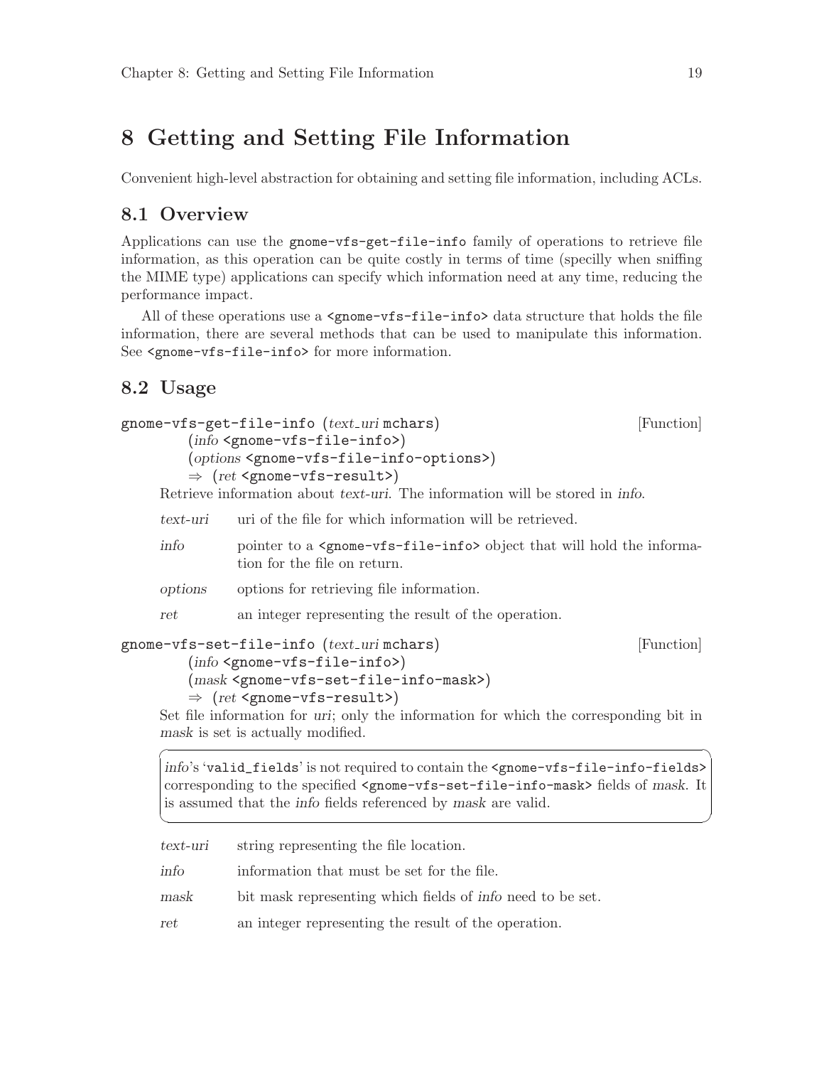# 8 Getting and Setting File Information

Convenient high-level abstraction for obtaining and setting file information, including ACLs.

## 8.1 Overview

Applications can use the `gnome-vfs-get-file-info` family of operations to retrieve file information, as this operation can be quite costly in terms of time (specilly when sniffing the MIME type) applications can specify which information need at any time, reducing the performance impact.

All of these operations use a `<gnome-vfs-file-info>` data structure that holds the file information, there are several methods that can be used to manipulate this information. See `<gnome-vfs-file-info>` for more information.

## 8.2 Usage

`gnome-vfs-get-file-info` (*text_uri* `mchars`) (*info* `<gnome-vfs-file-info>`) (*options* `<gnome-vfs-file-info-options>`) ⇒ (*ret* `<gnome-vfs-result>`) [Function]

Retrieve information about *text-uri*. The information will be stored in *info*.

*text-uri* uri of the file for which information will be retrieved.

*info* pointer to a `<gnome-vfs-file-info>` object that will hold the information for the file on return.

*options* options for retrieving file information.

*ret* an integer representing the result of the operation.

`gnome-vfs-set-file-info` (*text_uri* `mchars`) (*info* `<gnome-vfs-file-info>`) (*mask* `<gnome-vfs-set-file-info-mask>`) ⇒ (*ret* `<gnome-vfs-result>`) [Function]

Set file information for *uri*; only the information for which the corresponding bit in *mask* is set is actually modified.

> *info*'s '`valid_fields`' is not required to contain the `<gnome-vfs-file-info-fields>` corresponding to the specified `<gnome-vfs-set-file-info-mask>` fields of *mask*. It is assumed that the *info* fields referenced by *mask* are valid.

*text-uri* string representing the file location.

*info* information that must be set for the file.

*mask* bit mask representing which fields of *info* need to be set.

*ret* an integer representing the result of the operation.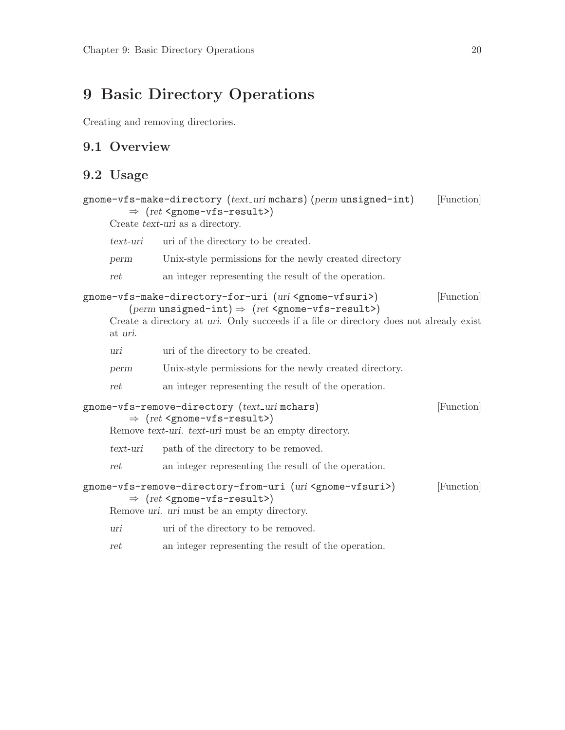# 9 Basic Directory Operations

Creating and removing directories.

## 9.1 Overview

## 9.2 Usage

**gnome-vfs-make-directory** (*text_uri* `mchars`) (*perm* `unsigned-int`) ⇒ (*ret* `<gnome-vfs-result>`) [Function]

Create *text-uri* as a directory.

*text-uri* uri of the directory to be created.

*perm* Unix-style permissions for the newly created directory

*ret* an integer representing the result of the operation.

**gnome-vfs-make-directory-for-uri** (*uri* `<gnome-vfsuri>`) (*perm* `unsigned-int`) ⇒ (*ret* `<gnome-vfs-result>`) [Function]

Create a directory at *uri*. Only succeeds if a file or directory does not already exist at *uri*.

*uri* uri of the directory to be created.

*perm* Unix-style permissions for the newly created directory.

*ret* an integer representing the result of the operation.

**gnome-vfs-remove-directory** (*text_uri* `mchars`) ⇒ (*ret* `<gnome-vfs-result>`) [Function]

Remove *text-uri*. *text-uri* must be an empty directory.

*text-uri* path of the directory to be removed.

*ret* an integer representing the result of the operation.

**gnome-vfs-remove-directory-from-uri** (*uri* `<gnome-vfsuri>`) ⇒ (*ret* `<gnome-vfs-result>`) [Function]

Remove *uri*. *uri* must be an empty directory.

*uri* uri of the directory to be removed.

*ret* an integer representing the result of the operation.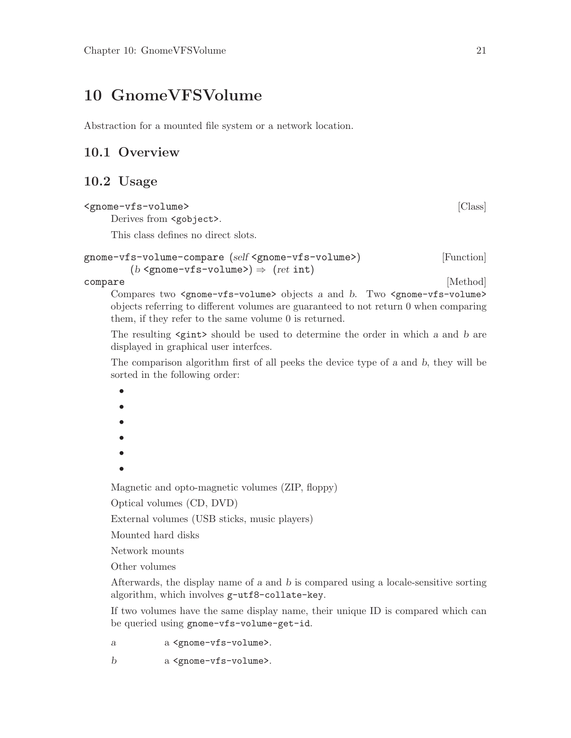# 10 GnomeVFSVolume

Abstraction for a mounted file system or a network location.

## 10.1 Overview

## 10.2 Usage

`<gnome-vfs-volume>` [Class]

Derives from `<gobject>`.

This class defines no direct slots.

`gnome-vfs-volume-compare` (*self* `<gnome-vfs-volume>`) (*b* `<gnome-vfs-volume>`) ⇒ (*ret* `int`) [Function]

`compare` [Method]

Compares two `<gnome-vfs-volume>` objects *a* and *b*. Two `<gnome-vfs-volume>` objects referring to different volumes are guaranteed to not return 0 when comparing them, if they refer to the same volume 0 is returned.

The resulting `<gint>` should be used to determine the order in which *a* and *b* are displayed in graphical user interfces.

The comparison algorithm first of all peeks the device type of *a* and *b*, they will be sorted in the following order:

- 
- 
- 
- 
- 
- 

Magnetic and opto-magnetic volumes (ZIP, floppy)

Optical volumes (CD, DVD)

External volumes (USB sticks, music players)

Mounted hard disks

Network mounts

Other volumes

Afterwards, the display name of *a* and *b* is compared using a locale-sensitive sorting algorithm, which involves `g-utf8-collate-key`.

If two volumes have the same display name, their unique ID is compared which can be queried using `gnome-vfs-volume-get-id`.

*a* a `<gnome-vfs-volume>`.

*b* a `<gnome-vfs-volume>`.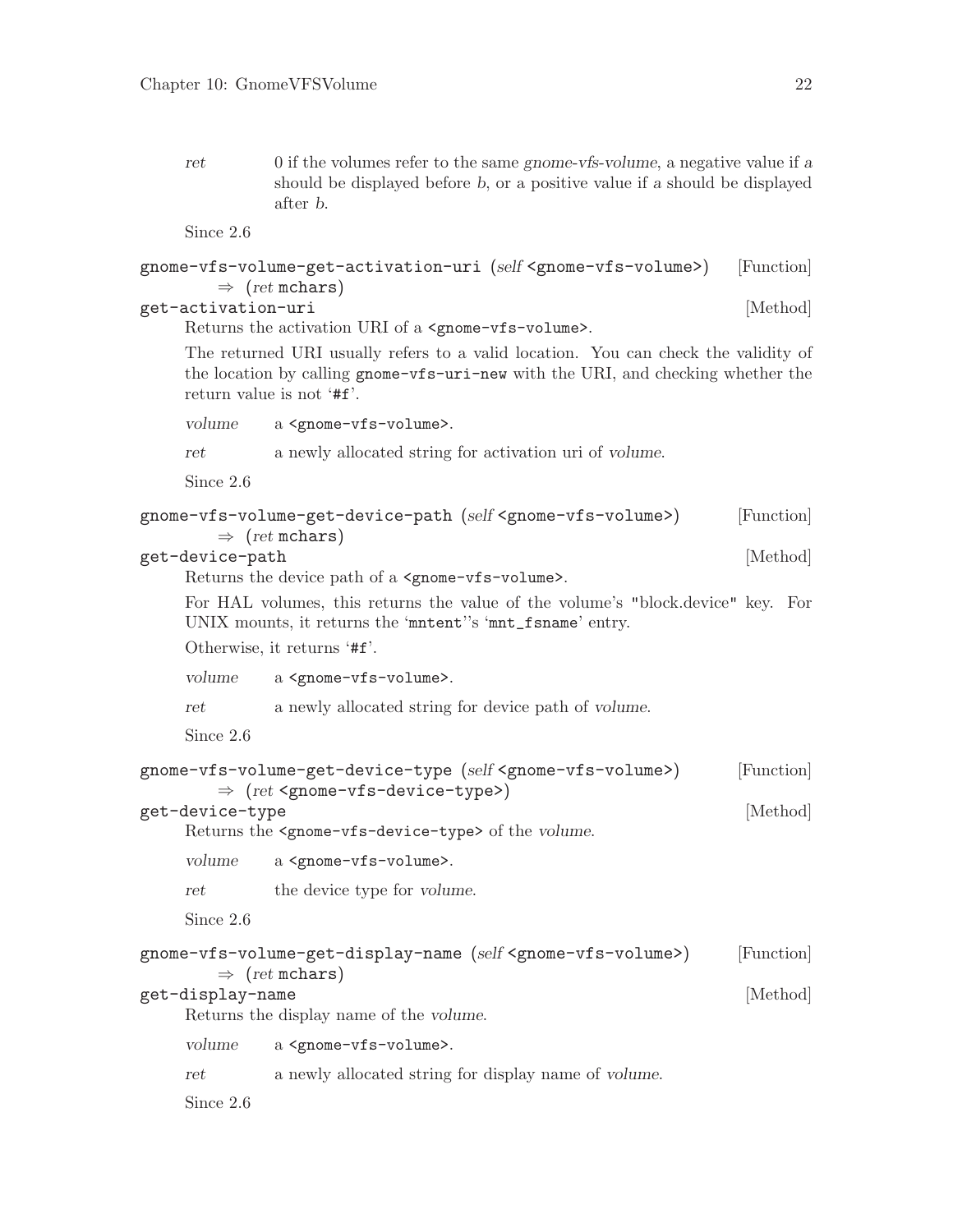*ret* 0 if the volumes refer to the same *gnome-vfs-volume*, a negative value if *a* should be displayed before *b*, or a positive value if *a* should be displayed after *b*.

Since 2.6

`gnome-vfs-volume-get-activation-uri (self <gnome-vfs-volume>)` [Function]
  ⇒ `(ret mchars)`

`get-activation-uri` [Method]

Returns the activation URI of a `<gnome-vfs-volume>`.

The returned URI usually refers to a valid location. You can check the validity of the location by calling `gnome-vfs-uri-new` with the URI, and checking whether the return value is not '`#f`'.

*volume* a `<gnome-vfs-volume>`.

*ret* a newly allocated string for activation uri of *volume*.

Since 2.6

`gnome-vfs-volume-get-device-path (self <gnome-vfs-volume>)` [Function]
  ⇒ `(ret mchars)`

`get-device-path` [Method]

Returns the device path of a `<gnome-vfs-volume>`.

For HAL volumes, this returns the value of the volume's "block.device" key. For UNIX mounts, it returns the '`mntent`''s '`mnt_fsname`' entry.

Otherwise, it returns '`#f`'.

*volume* a `<gnome-vfs-volume>`.

*ret* a newly allocated string for device path of *volume*.

Since 2.6

`gnome-vfs-volume-get-device-type (self <gnome-vfs-volume>)` [Function]
  ⇒ `(ret <gnome-vfs-device-type>)`

`get-device-type` [Method]

Returns the `<gnome-vfs-device-type>` of the *volume*.

*volume* a `<gnome-vfs-volume>`.

*ret* the device type for *volume*.

Since 2.6

`gnome-vfs-volume-get-display-name (self <gnome-vfs-volume>)` [Function]
  ⇒ `(ret mchars)`

`get-display-name` [Method]

Returns the display name of the *volume*.

*volume* a `<gnome-vfs-volume>`.

*ret* a newly allocated string for display name of *volume*.

Since 2.6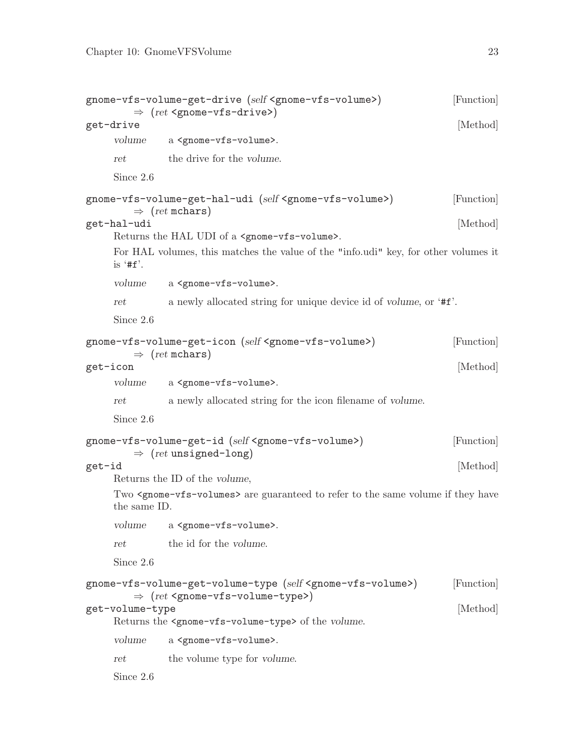gnome-vfs-volume-get-drive (*self* <gnome-vfs-volume>) ⇒ (*ret* <gnome-vfs-drive>) [Function]

get-drive [Method]

*volume* a <gnome-vfs-volume>.

*ret* the drive for the *volume*.

Since 2.6

gnome-vfs-volume-get-hal-udi (*self* <gnome-vfs-volume>) ⇒ (*ret* mchars) [Function]

get-hal-udi [Method]

Returns the HAL UDI of a <gnome-vfs-volume>.

For HAL volumes, this matches the value of the "info.udi" key, for other volumes it is '#f'.

*volume* a <gnome-vfs-volume>.

*ret* a newly allocated string for unique device id of *volume*, or '#f'.

Since 2.6

gnome-vfs-volume-get-icon (*self* <gnome-vfs-volume>) ⇒ (*ret* mchars) [Function]

get-icon [Method]

*volume* a <gnome-vfs-volume>.

*ret* a newly allocated string for the icon filename of *volume*.

Since 2.6

gnome-vfs-volume-get-id (*self* <gnome-vfs-volume>) ⇒ (*ret* unsigned-long) [Function]

get-id [Method]

Returns the ID of the *volume*,

Two <gnome-vfs-volumes> are guaranteed to refer to the same volume if they have the same ID.

*volume* a <gnome-vfs-volume>.

*ret* the id for the *volume*.

Since 2.6

gnome-vfs-volume-get-volume-type (*self* <gnome-vfs-volume>) ⇒ (*ret* <gnome-vfs-volume-type>) [Function]

get-volume-type [Method]

Returns the <gnome-vfs-volume-type> of the *volume*.

*volume* a <gnome-vfs-volume>.

*ret* the volume type for *volume*.

Since 2.6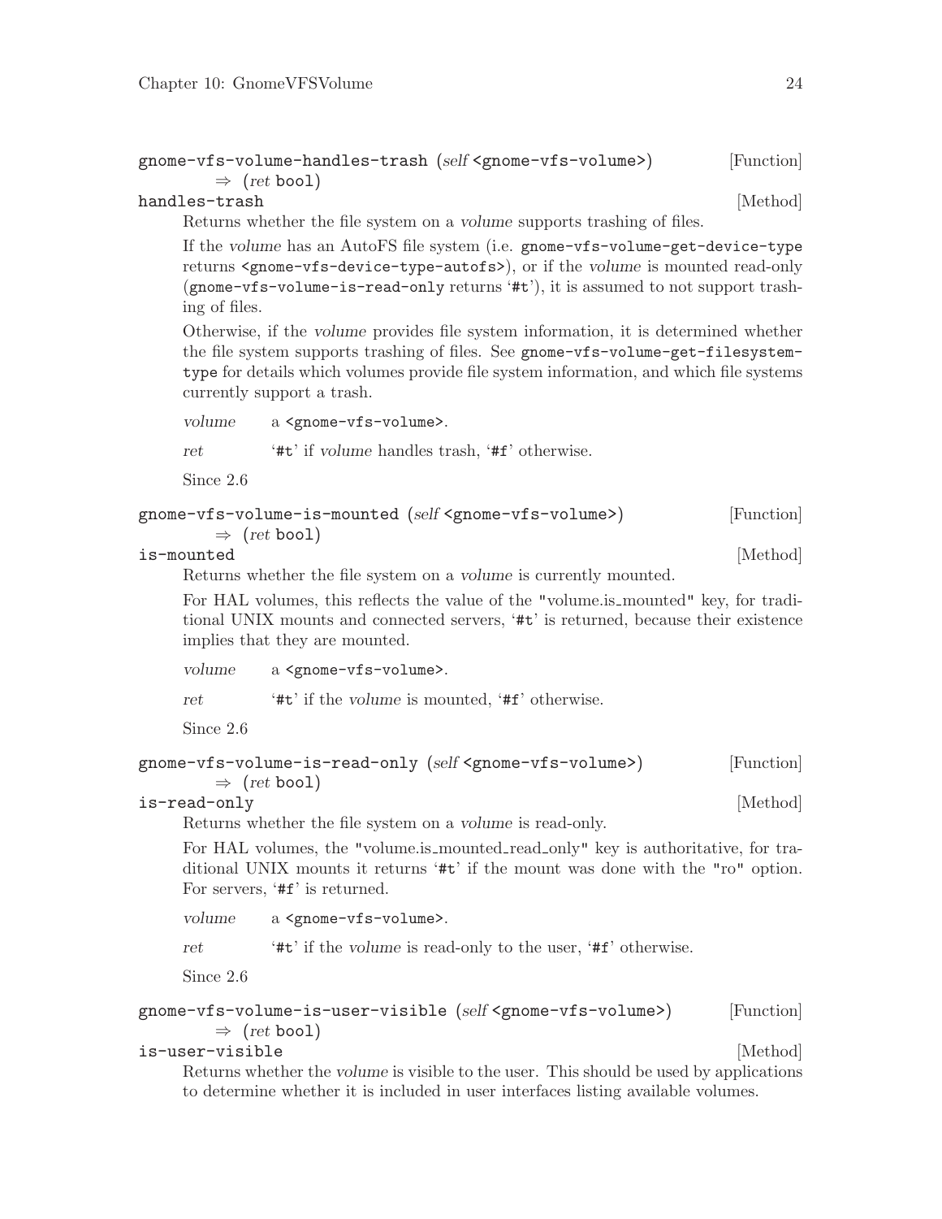`gnome-vfs-volume-handles-trash` (*self* `<gnome-vfs-volume>`) ⇒ (*ret* `bool`) [Function]

`handles-trash` [Method]

Returns whether the file system on a *volume* supports trashing of files.

If the *volume* has an AutoFS file system (i.e. `gnome-vfs-volume-get-device-type` returns `<gnome-vfs-device-type-autofs>`), or if the *volume* is mounted read-only (`gnome-vfs-volume-is-read-only` returns '`#t`'), it is assumed to not support trashing of files.

Otherwise, if the *volume* provides file system information, it is determined whether the file system supports trashing of files. See `gnome-vfs-volume-get-filesystem-type` for details which volumes provide file system information, and which file systems currently support a trash.

*volume* a `<gnome-vfs-volume>`.

*ret* '`#t`' if *volume* handles trash, '`#f`' otherwise.

Since 2.6

`gnome-vfs-volume-is-mounted` (*self* `<gnome-vfs-volume>`) ⇒ (*ret* `bool`) [Function]

`is-mounted` [Method]

Returns whether the file system on a *volume* is currently mounted.

For HAL volumes, this reflects the value of the "volume.is_mounted" key, for traditional UNIX mounts and connected servers, '`#t`' is returned, because their existence implies that they are mounted.

*volume* a `<gnome-vfs-volume>`.

*ret* '`#t`' if the *volume* is mounted, '`#f`' otherwise.

Since 2.6

`gnome-vfs-volume-is-read-only` (*self* `<gnome-vfs-volume>`) ⇒ (*ret* `bool`) [Function]

`is-read-only` [Method]

Returns whether the file system on a *volume* is read-only.

For HAL volumes, the "volume.is_mounted_read_only" key is authoritative, for traditional UNIX mounts it returns '`#t`' if the mount was done with the "ro" option. For servers, '`#f`' is returned.

*volume* a `<gnome-vfs-volume>`.

*ret* '`#t`' if the *volume* is read-only to the user, '`#f`' otherwise.

Since 2.6

`gnome-vfs-volume-is-user-visible` (*self* `<gnome-vfs-volume>`) ⇒ (*ret* `bool`) [Function]

`is-user-visible` [Method]

Returns whether the *volume* is visible to the user. This should be used by applications to determine whether it is included in user interfaces listing available volumes.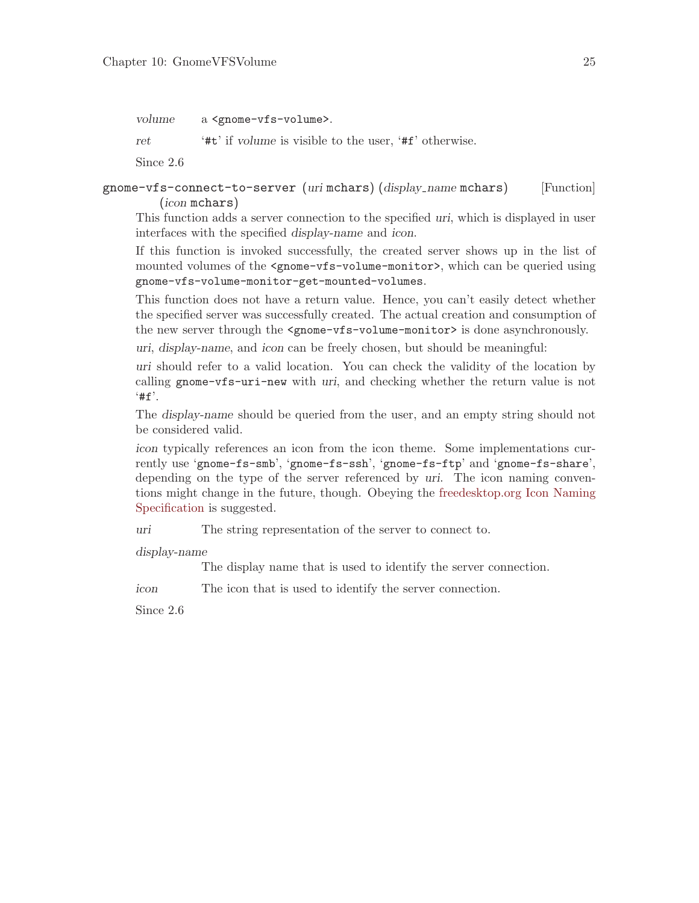*volume* a `<gnome-vfs-volume>`.

*ret* '`#t`' if *volume* is visible to the user, '`#f`' otherwise.

Since 2.6

`gnome-vfs-connect-to-server` (*uri* `mchars`) (*display_name* `mchars`) (*icon* `mchars`) [Function]

This function adds a server connection to the specified *uri*, which is displayed in user interfaces with the specified *display-name* and *icon*.

If this function is invoked successfully, the created server shows up in the list of mounted volumes of the `<gnome-vfs-volume-monitor>`, which can be queried using `gnome-vfs-volume-monitor-get-mounted-volumes`.

This function does not have a return value. Hence, you can't easily detect whether the specified server was successfully created. The actual creation and consumption of the new server through the `<gnome-vfs-volume-monitor>` is done asynchronously.

*uri*, *display-name*, and *icon* can be freely chosen, but should be meaningful:

*uri* should refer to a valid location. You can check the validity of the location by calling `gnome-vfs-uri-new` with *uri*, and checking whether the return value is not '`#f`'.

The *display-name* should be queried from the user, and an empty string should not be considered valid.

*icon* typically references an icon from the icon theme. Some implementations currently use '`gnome-fs-smb`', '`gnome-fs-ssh`', '`gnome-fs-ftp`' and '`gnome-fs-share`', depending on the type of the server referenced by *uri*. The icon naming conventions might change in the future, though. Obeying the freedesktop.org Icon Naming Specification is suggested.

*uri* The string representation of the server to connect to.

*display-name*
The display name that is used to identify the server connection.

*icon* The icon that is used to identify the server connection.

Since 2.6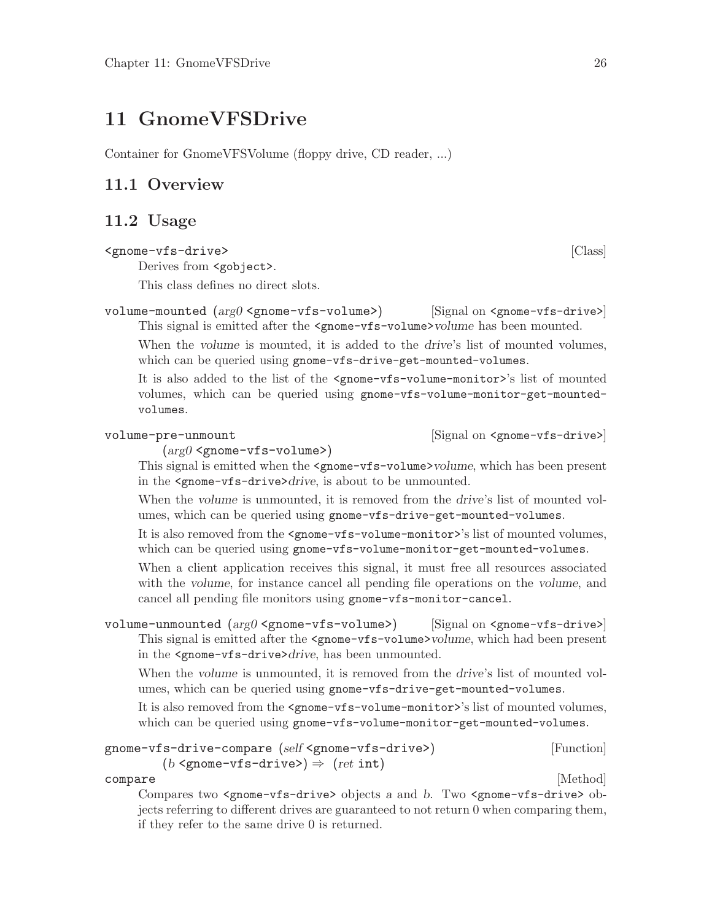# 11 GnomeVFSDrive

Container for GnomeVFSVolume (floppy drive, CD reader, ...)

## 11.1 Overview

## 11.2 Usage

`<gnome-vfs-drive>` [Class]

Derives from `<gobject>`.

This class defines no direct slots.

`volume-mounted` (*arg0* `<gnome-vfs-volume>`) [Signal on `<gnome-vfs-drive>`]

This signal is emitted after the `<gnome-vfs-volume>`*volume* has been mounted.

When the *volume* is mounted, it is added to the *drive*'s list of mounted volumes, which can be queried using `gnome-vfs-drive-get-mounted-volumes`.

It is also added to the list of the `<gnome-vfs-volume-monitor>`'s list of mounted volumes, which can be queried using `gnome-vfs-volume-monitor-get-mounted-volumes`.

`volume-pre-unmount` (*arg0* `<gnome-vfs-volume>`) [Signal on `<gnome-vfs-drive>`]

This signal is emitted when the `<gnome-vfs-volume>`*volume*, which has been present in the `<gnome-vfs-drive>`*drive*, is about to be unmounted.

When the *volume* is unmounted, it is removed from the *drive*'s list of mounted volumes, which can be queried using `gnome-vfs-drive-get-mounted-volumes`.

It is also removed from the `<gnome-vfs-volume-monitor>`'s list of mounted volumes, which can be queried using `gnome-vfs-volume-monitor-get-mounted-volumes`.

When a client application receives this signal, it must free all resources associated with the *volume*, for instance cancel all pending file operations on the *volume*, and cancel all pending file monitors using `gnome-vfs-monitor-cancel`.

`volume-unmounted` (*arg0* `<gnome-vfs-volume>`) [Signal on `<gnome-vfs-drive>`]

This signal is emitted after the `<gnome-vfs-volume>`*volume*, which had been present in the `<gnome-vfs-drive>`*drive*, has been unmounted.

When the *volume* is unmounted, it is removed from the *drive*'s list of mounted volumes, which can be queried using `gnome-vfs-drive-get-mounted-volumes`.

It is also removed from the `<gnome-vfs-volume-monitor>`'s list of mounted volumes, which can be queried using `gnome-vfs-volume-monitor-get-mounted-volumes`.

`gnome-vfs-drive-compare` (*self* `<gnome-vfs-drive>`) (*b* `<gnome-vfs-drive>`) ⇒ (*ret* `int`) [Function]

`compare` [Method]

Compares two `<gnome-vfs-drive>` objects *a* and *b*. Two `<gnome-vfs-drive>` objects referring to different drives are guaranteed to not return 0 when comparing them, if they refer to the same drive 0 is returned.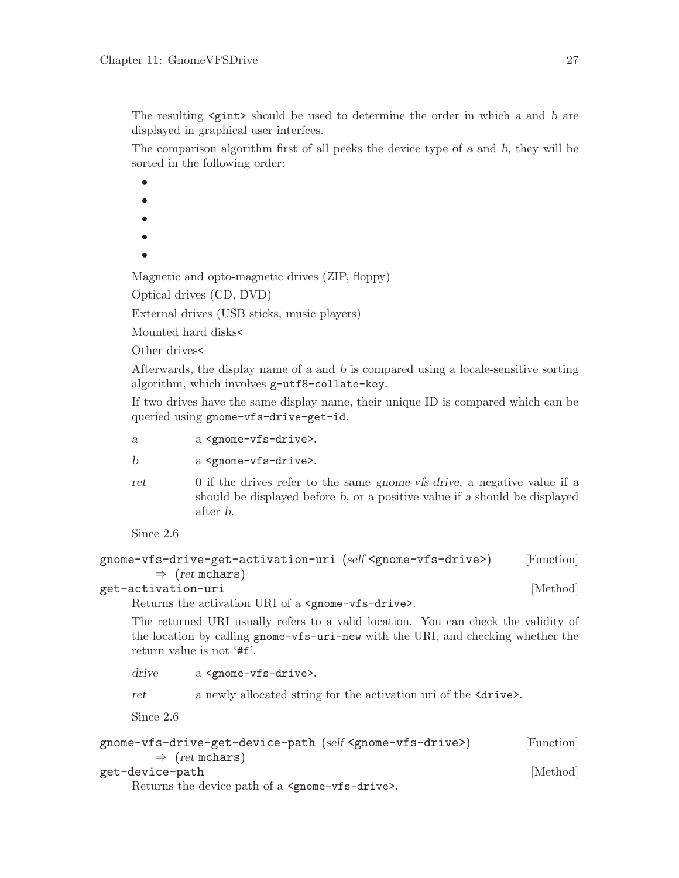The resulting `<gint>` should be used to determine the order in which *a* and *b* are displayed in graphical user interfces.

The comparison algorithm first of all peeks the device type of *a* and *b*, they will be sorted in the following order:

- 
- 
- 
- 
- 

Magnetic and opto-magnetic drives (ZIP, floppy)

Optical drives (CD, DVD)

External drives (USB sticks, music players)

Mounted hard disks<

Other drives<

Afterwards, the display name of *a* and *b* is compared using a locale-sensitive sorting algorithm, which involves `g-utf8-collate-key`.

If two drives have the same display name, their unique ID is compared which can be queried using `gnome-vfs-drive-get-id`.

*a* a `<gnome-vfs-drive>`.

*b* a `<gnome-vfs-drive>`.

*ret* 0 if the drives refer to the same *gnome-vfs-drive*, a negative value if *a* should be displayed before *b*, or a positive value if *a* should be displayed after *b*.

Since 2.6

`gnome-vfs-drive-get-activation-uri (self <gnome-vfs-drive>)` [Function]
  ⇒ `(ret mchars)`

`get-activation-uri` [Method]

Returns the activation URI of a `<gnome-vfs-drive>`.

The returned URI usually refers to a valid location. You can check the validity of the location by calling `gnome-vfs-uri-new` with the URI, and checking whether the return value is not '`#f`'.

*drive* a `<gnome-vfs-drive>`.

*ret* a newly allocated string for the activation uri of the `<drive>`.

Since 2.6

`gnome-vfs-drive-get-device-path (self <gnome-vfs-drive>)` [Function]
  ⇒ `(ret mchars)`

`get-device-path` [Method]

Returns the device path of a `<gnome-vfs-drive>`.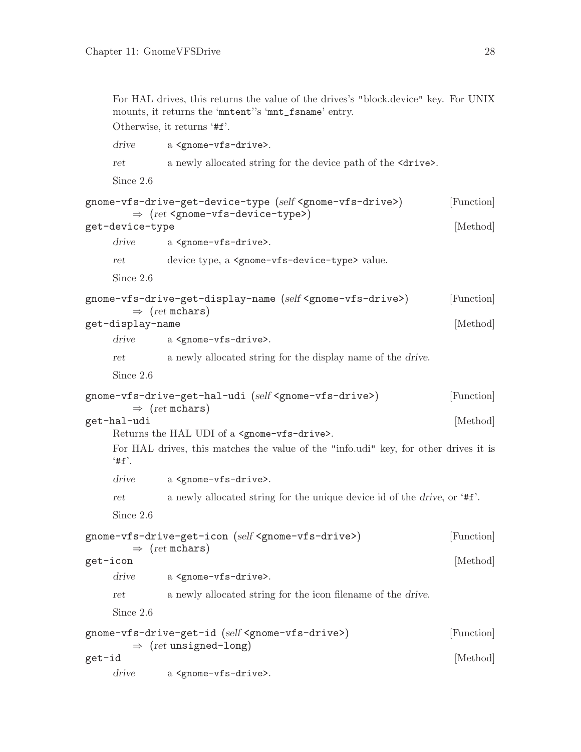For HAL drives, this returns the value of the drives's "block.device" key. For UNIX mounts, it returns the '`mntent`''s '`mnt_fsname`' entry.

Otherwise, it returns '`#f`'.

*drive* a `<gnome-vfs-drive>`.

*ret* a newly allocated string for the device path of the `<drive>`.

Since 2.6

`gnome-vfs-drive-get-device-type` (*self* `<gnome-vfs-drive>`) ⇒ (*ret* `<gnome-vfs-device-type>`) [Function]

`get-device-type` [Method]

*drive* a `<gnome-vfs-drive>`.

*ret* device type, a `<gnome-vfs-device-type>` value.

Since 2.6

`gnome-vfs-drive-get-display-name` (*self* `<gnome-vfs-drive>`) ⇒ (*ret* `mchars`) [Function]

`get-display-name` [Method]

*drive* a `<gnome-vfs-drive>`.

*ret* a newly allocated string for the display name of the *drive*.

Since 2.6

`gnome-vfs-drive-get-hal-udi` (*self* `<gnome-vfs-drive>`) ⇒ (*ret* `mchars`) [Function]

`get-hal-udi` [Method]

Returns the HAL UDI of a `<gnome-vfs-drive>`.

For HAL drives, this matches the value of the "info.udi" key, for other drives it is '`#f`'.

*drive* a `<gnome-vfs-drive>`.

*ret* a newly allocated string for the unique device id of the *drive*, or '`#f`'.

Since 2.6

`gnome-vfs-drive-get-icon` (*self* `<gnome-vfs-drive>`) ⇒ (*ret* `mchars`) [Function]

`get-icon` [Method]

*drive* a `<gnome-vfs-drive>`.

*ret* a newly allocated string for the icon filename of the *drive*.

Since 2.6

`gnome-vfs-drive-get-id` (*self* `<gnome-vfs-drive>`) ⇒ (*ret* `unsigned-long`) [Function]

`get-id` [Method]

*drive* a `<gnome-vfs-drive>`.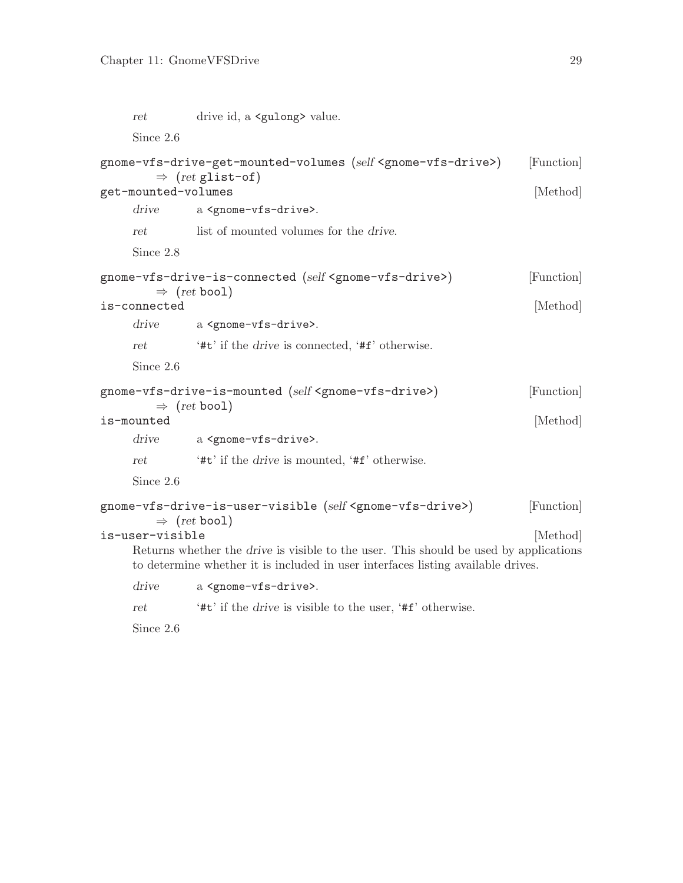*ret* drive id, a `<gulong>` value.

Since 2.6

**gnome-vfs-drive-get-mounted-volumes** (*self* `<gnome-vfs-drive>`) [Function]
⇒ (*ret* `glist-of`)

**get-mounted-volumes** [Method]

*drive* a `<gnome-vfs-drive>`.

*ret* list of mounted volumes for the *drive*.

Since 2.8

**gnome-vfs-drive-is-connected** (*self* `<gnome-vfs-drive>`) [Function]
⇒ (*ret* `bool`)

**is-connected** [Method]

*drive* a `<gnome-vfs-drive>`.

*ret* '`#t`' if the *drive* is connected, '`#f`' otherwise.

Since 2.6

**gnome-vfs-drive-is-mounted** (*self* `<gnome-vfs-drive>`) [Function]
⇒ (*ret* `bool`)

**is-mounted** [Method]

*drive* a `<gnome-vfs-drive>`.

*ret* '`#t`' if the *drive* is mounted, '`#f`' otherwise.

Since 2.6

**gnome-vfs-drive-is-user-visible** (*self* `<gnome-vfs-drive>`) [Function]
⇒ (*ret* `bool`)

**is-user-visible** [Method]

Returns whether the *drive* is visible to the user. This should be used by applications to determine whether it is included in user interfaces listing available drives.

*drive* a `<gnome-vfs-drive>`.

*ret* '`#t`' if the *drive* is visible to the user, '`#f`' otherwise.

Since 2.6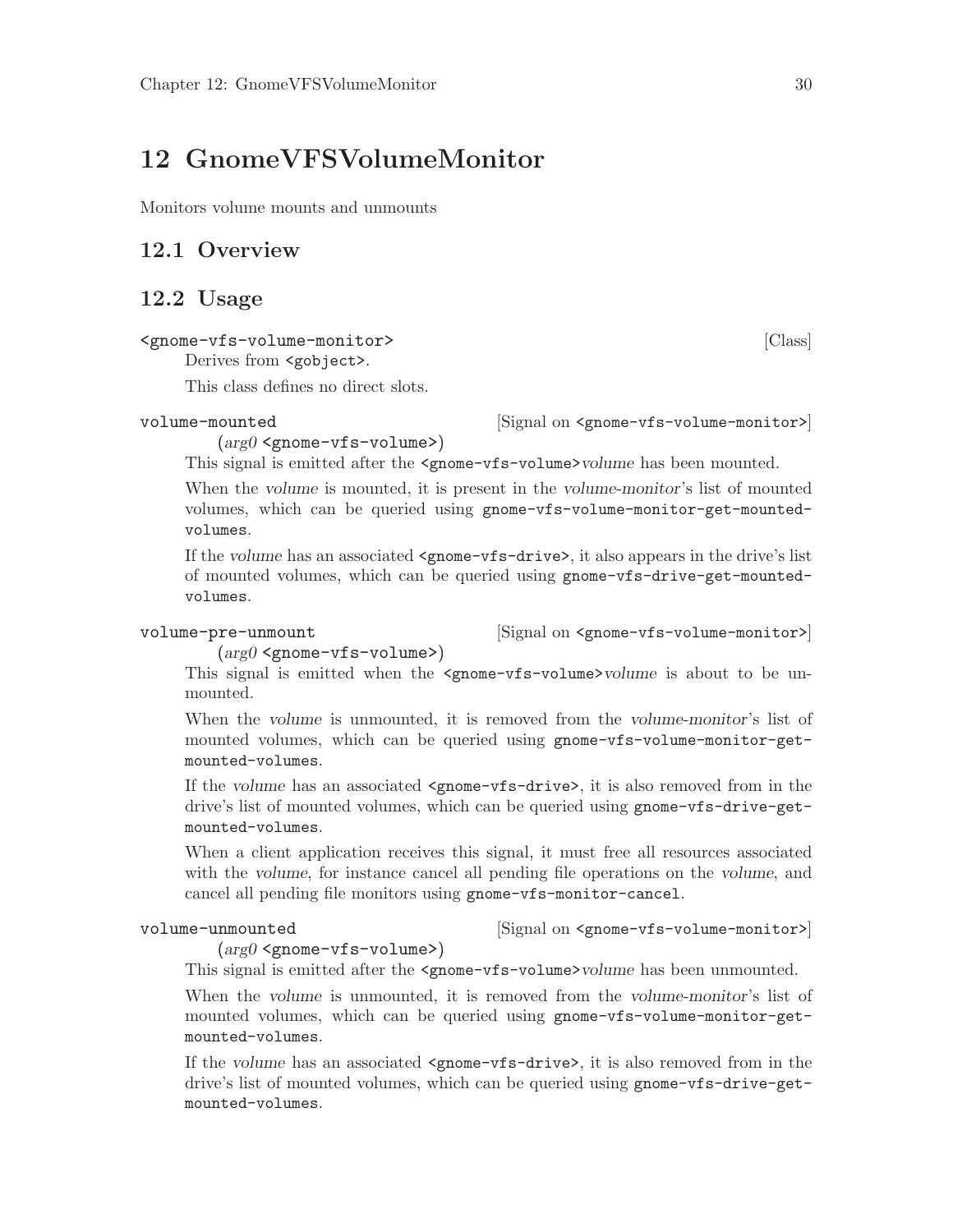# 12 GnomeVFSVolumeMonitor

Monitors volume mounts and unmounts

## 12.1 Overview

## 12.2 Usage

`<gnome-vfs-volume-monitor>` [Class]

Derives from `<gobject>`.

This class defines no direct slots.

`volume-mounted` [Signal on `<gnome-vfs-volume-monitor>`]

(*arg0* `<gnome-vfs-volume>`)

This signal is emitted after the `<gnome-vfs-volume>`*volume* has been mounted.

When the *volume* is mounted, it is present in the *volume-monitor*'s list of mounted volumes, which can be queried using `gnome-vfs-volume-monitor-get-mounted-volumes`.

If the *volume* has an associated `<gnome-vfs-drive>`, it also appears in the drive's list of mounted volumes, which can be queried using `gnome-vfs-drive-get-mounted-volumes`.

`volume-pre-unmount` [Signal on `<gnome-vfs-volume-monitor>`]

(*arg0* `<gnome-vfs-volume>`)

This signal is emitted when the `<gnome-vfs-volume>`*volume* is about to be unmounted.

When the *volume* is unmounted, it is removed from the *volume-monitor*'s list of mounted volumes, which can be queried using `gnome-vfs-volume-monitor-get-mounted-volumes`.

If the *volume* has an associated `<gnome-vfs-drive>`, it is also removed from in the drive's list of mounted volumes, which can be queried using `gnome-vfs-drive-get-mounted-volumes`.

When a client application receives this signal, it must free all resources associated with the *volume*, for instance cancel all pending file operations on the *volume*, and cancel all pending file monitors using `gnome-vfs-monitor-cancel`.

`volume-unmounted` [Signal on `<gnome-vfs-volume-monitor>`]

(*arg0* `<gnome-vfs-volume>`)

This signal is emitted after the `<gnome-vfs-volume>`*volume* has been unmounted.

When the *volume* is unmounted, it is removed from the *volume-monitor*'s list of mounted volumes, which can be queried using `gnome-vfs-volume-monitor-get-mounted-volumes`.

If the *volume* has an associated `<gnome-vfs-drive>`, it is also removed from in the drive's list of mounted volumes, which can be queried using `gnome-vfs-drive-get-mounted-volumes`.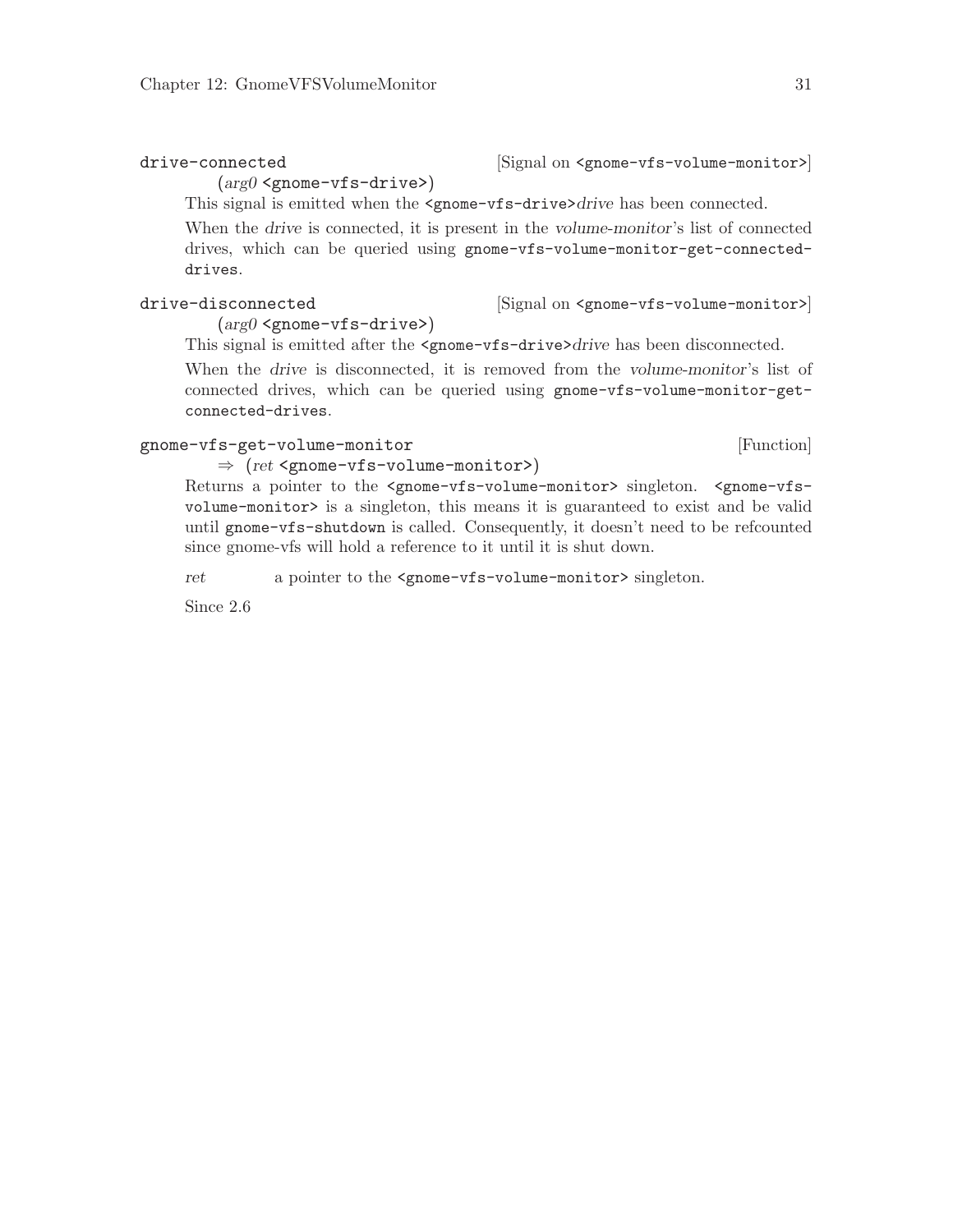`drive-connected` [Signal on `<gnome-vfs-volume-monitor>`]

  (*arg0* `<gnome-vfs-drive>`)

  This signal is emitted when the `<gnome-vfs-drive>`*drive* has been connected.

  When the *drive* is connected, it is present in the *volume-monitor*'s list of connected drives, which can be queried using `gnome-vfs-volume-monitor-get-connected-drives`.

`drive-disconnected` [Signal on `<gnome-vfs-volume-monitor>`]

  (*arg0* `<gnome-vfs-drive>`)

  This signal is emitted after the `<gnome-vfs-drive>`*drive* has been disconnected.

  When the *drive* is disconnected, it is removed from the *volume-monitor*'s list of connected drives, which can be queried using `gnome-vfs-volume-monitor-get-connected-drives`.

`gnome-vfs-get-volume-monitor` [Function]

  ⇒ (*ret* `<gnome-vfs-volume-monitor>`)

  Returns a pointer to the `<gnome-vfs-volume-monitor>` singleton. `<gnome-vfs-volume-monitor>` is a singleton, this means it is guaranteed to exist and be valid until `gnome-vfs-shutdown` is called. Consequently, it doesn't need to be refcounted since gnome-vfs will hold a reference to it until it is shut down.

  *ret* a pointer to the `<gnome-vfs-volume-monitor>` singleton.

  Since 2.6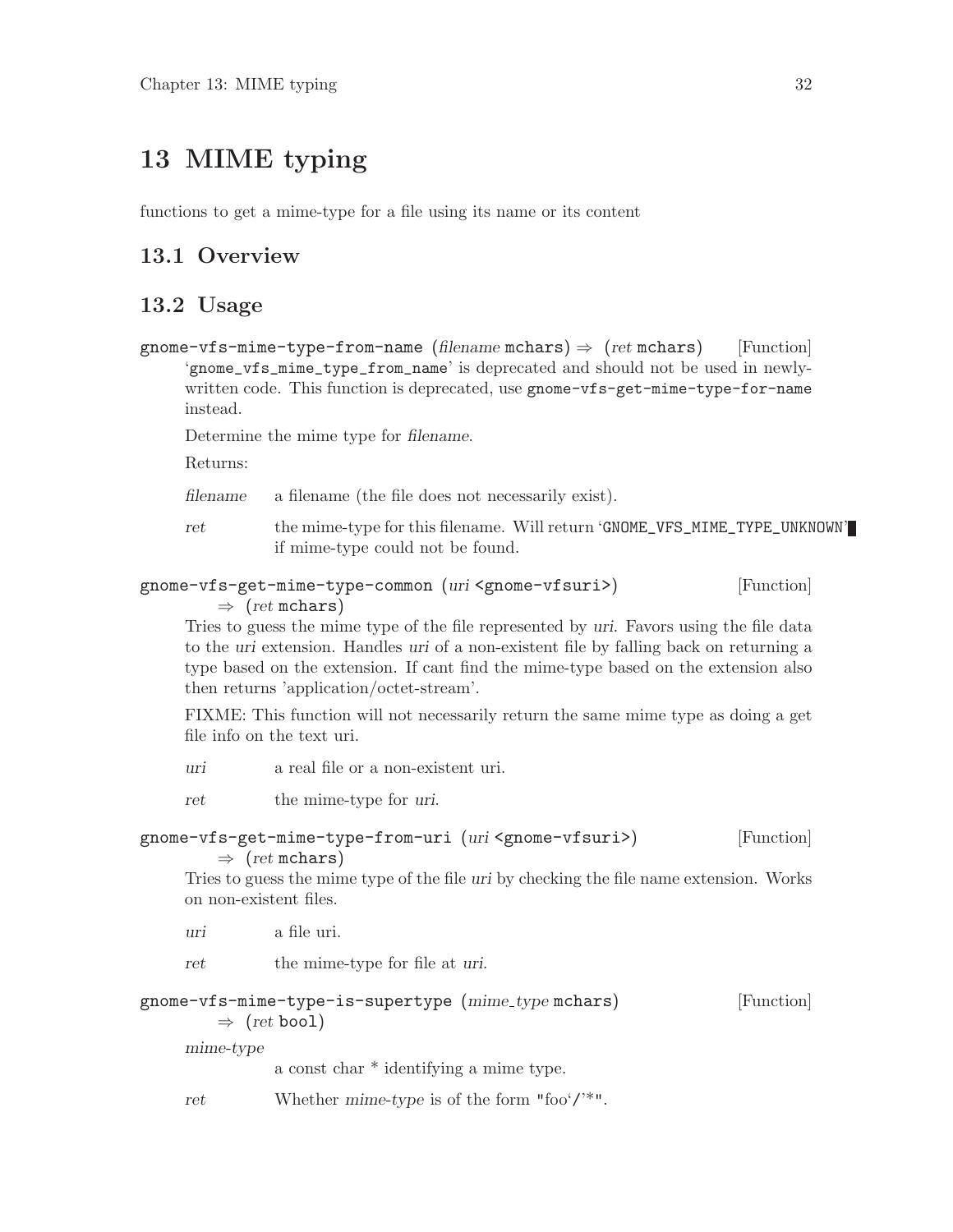# 13 MIME typing

functions to get a mime-type for a file using its name or its content

## 13.1 Overview

## 13.2 Usage

**gnome-vfs-mime-type-from-name** (*filename* mchars) ⇒ (*ret* mchars) [Function]

'gnome_vfs_mime_type_from_name' is deprecated and should not be used in newly-written code. This function is deprecated, use gnome-vfs-get-mime-type-for-name instead.

Determine the mime type for *filename*.

Returns:

*filename* a filename (the file does not necessarily exist).

*ret* the mime-type for this filename. Will return 'GNOME_VFS_MIME_TYPE_UNKNOWN' if mime-type could not be found.

**gnome-vfs-get-mime-type-common** (*uri* <gnome-vfsuri>) ⇒ (*ret* mchars) [Function]

Tries to guess the mime type of the file represented by *uri*. Favors using the file data to the *uri* extension. Handles *uri* of a non-existent file by falling back on returning a type based on the extension. If cant find the mime-type based on the extension also then returns 'application/octet-stream'.

FIXME: This function will not necessarily return the same mime type as doing a get file info on the text uri.

*uri* a real file or a non-existent uri.

*ret* the mime-type for *uri*.

**gnome-vfs-get-mime-type-from-uri** (*uri* <gnome-vfsuri>) ⇒ (*ret* mchars) [Function]

Tries to guess the mime type of the file *uri* by checking the file name extension. Works on non-existent files.

*uri* a file uri.

*ret* the mime-type for file at *uri*.

**gnome-vfs-mime-type-is-supertype** (*mime_type* mchars) ⇒ (*ret* bool) [Function]

*mime-type*
a const char * identifying a mime type.

*ret* Whether *mime-type* is of the form "foo'/'*".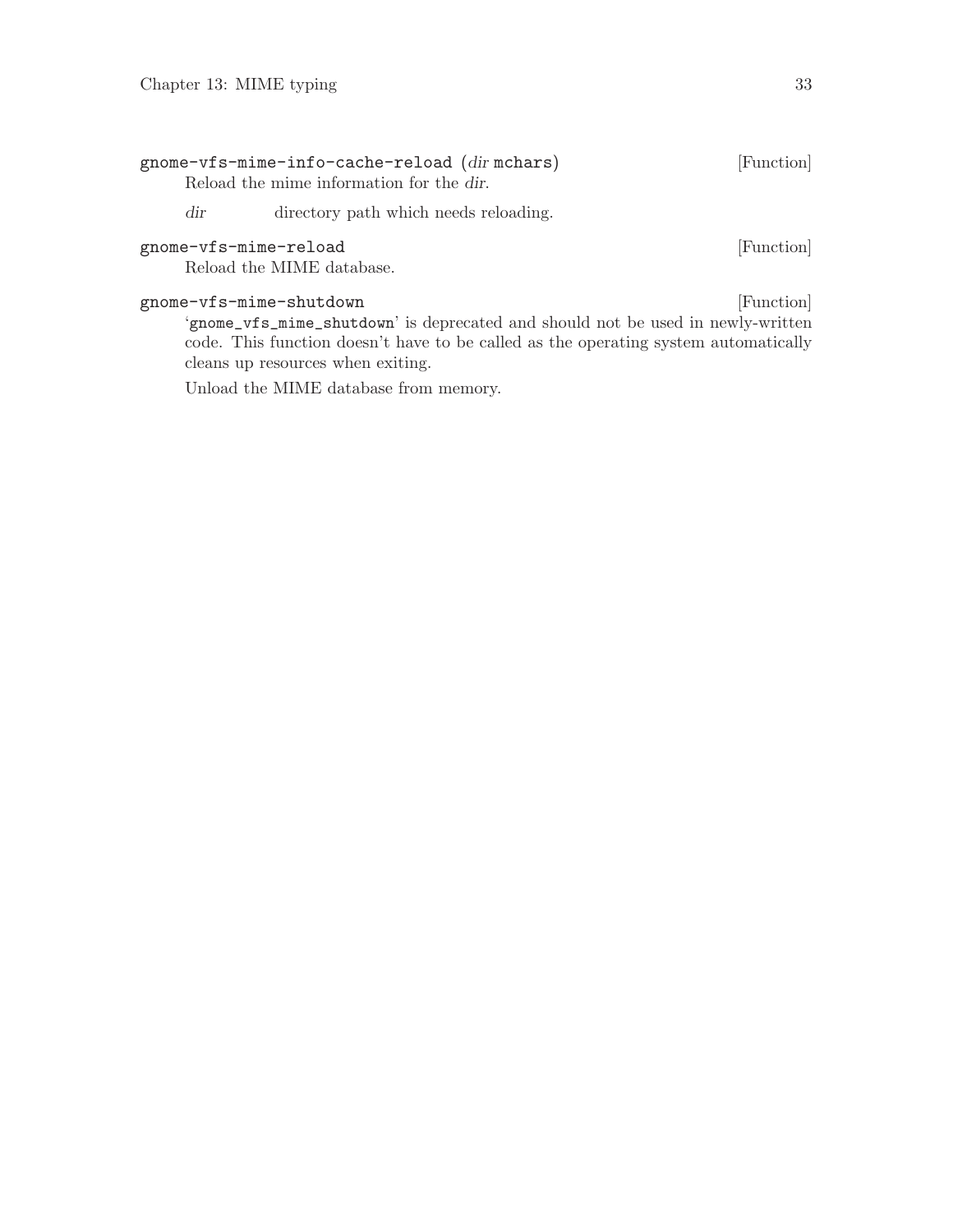**gnome-vfs-mime-info-cache-reload** (*dir* mchars) [Function]

Reload the mime information for the *dir*.

*dir* directory path which needs reloading.

**gnome-vfs-mime-reload** [Function]

Reload the MIME database.

**gnome-vfs-mime-shutdown** [Function]

'`gnome_vfs_mime_shutdown`' is deprecated and should not be used in newly-written code. This function doesn't have to be called as the operating system automatically cleans up resources when exiting.

Unload the MIME database from memory.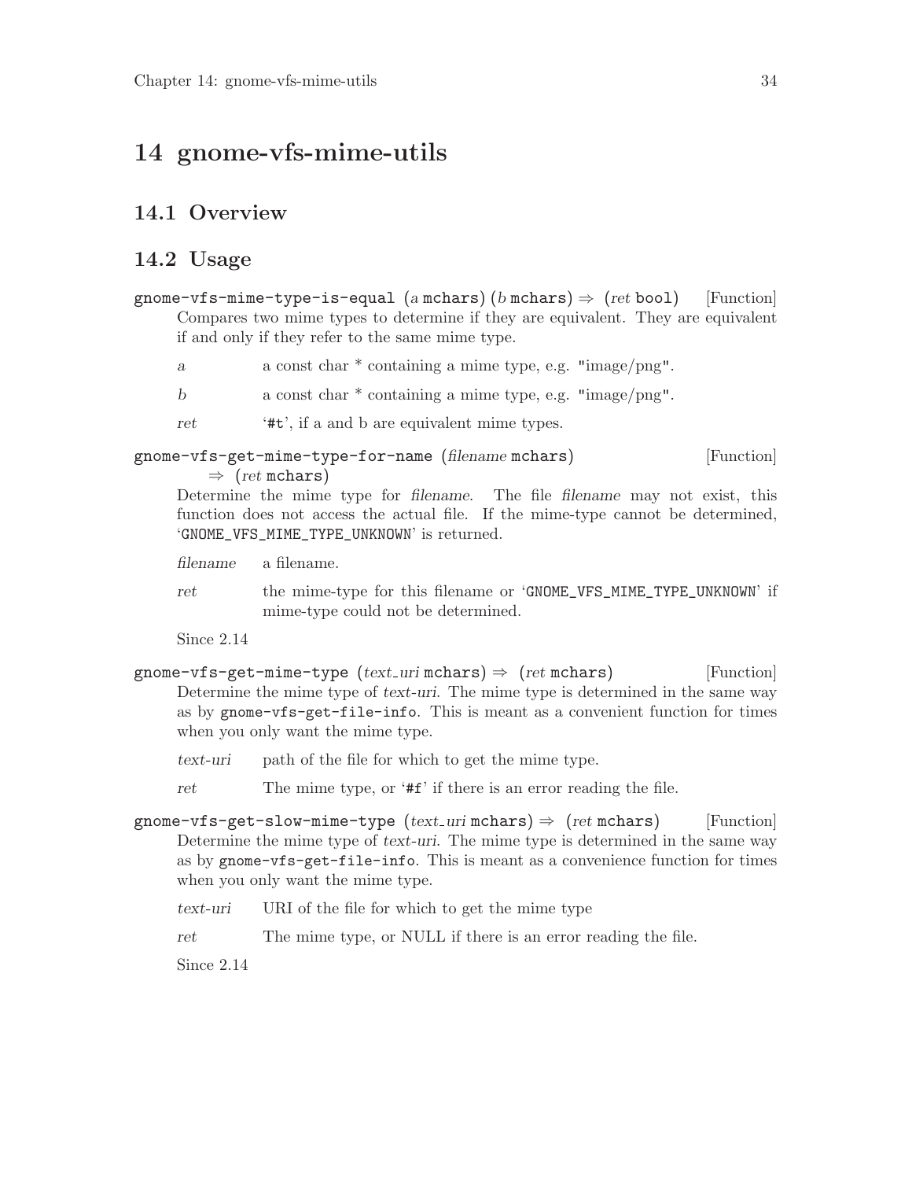# 14 gnome-vfs-mime-utils

## 14.1 Overview

## 14.2 Usage

`gnome-vfs-mime-type-is-equal` (*a* `mchars`) (*b* `mchars`) ⇒ (*ret* `bool`) [Function]

Compares two mime types to determine if they are equivalent. They are equivalent if and only if they refer to the same mime type.

*a* a const char * containing a mime type, e.g. "image/png".

*b* a const char * containing a mime type, e.g. "image/png".

*ret* '`#t`', if a and b are equivalent mime types.

`gnome-vfs-get-mime-type-for-name` (*filename* `mchars`) ⇒ (*ret* `mchars`) [Function]

Determine the mime type for *filename*. The file *filename* may not exist, this function does not access the actual file. If the mime-type cannot be determined, '`GNOME_VFS_MIME_TYPE_UNKNOWN`' is returned.

*filename* a filename.

*ret* the mime-type for this filename or '`GNOME_VFS_MIME_TYPE_UNKNOWN`' if mime-type could not be determined.

Since 2.14

`gnome-vfs-get-mime-type` (*text_uri* `mchars`) ⇒ (*ret* `mchars`) [Function]

Determine the mime type of *text-uri*. The mime type is determined in the same way as by `gnome-vfs-get-file-info`. This is meant as a convenient function for times when you only want the mime type.

*text-uri* path of the file for which to get the mime type.

*ret* The mime type, or '`#f`' if there is an error reading the file.

`gnome-vfs-get-slow-mime-type` (*text_uri* `mchars`) ⇒ (*ret* `mchars`) [Function]

Determine the mime type of *text-uri*. The mime type is determined in the same way as by `gnome-vfs-get-file-info`. This is meant as a convenience function for times when you only want the mime type.

*text-uri* URI of the file for which to get the mime type

*ret* The mime type, or NULL if there is an error reading the file.

Since 2.14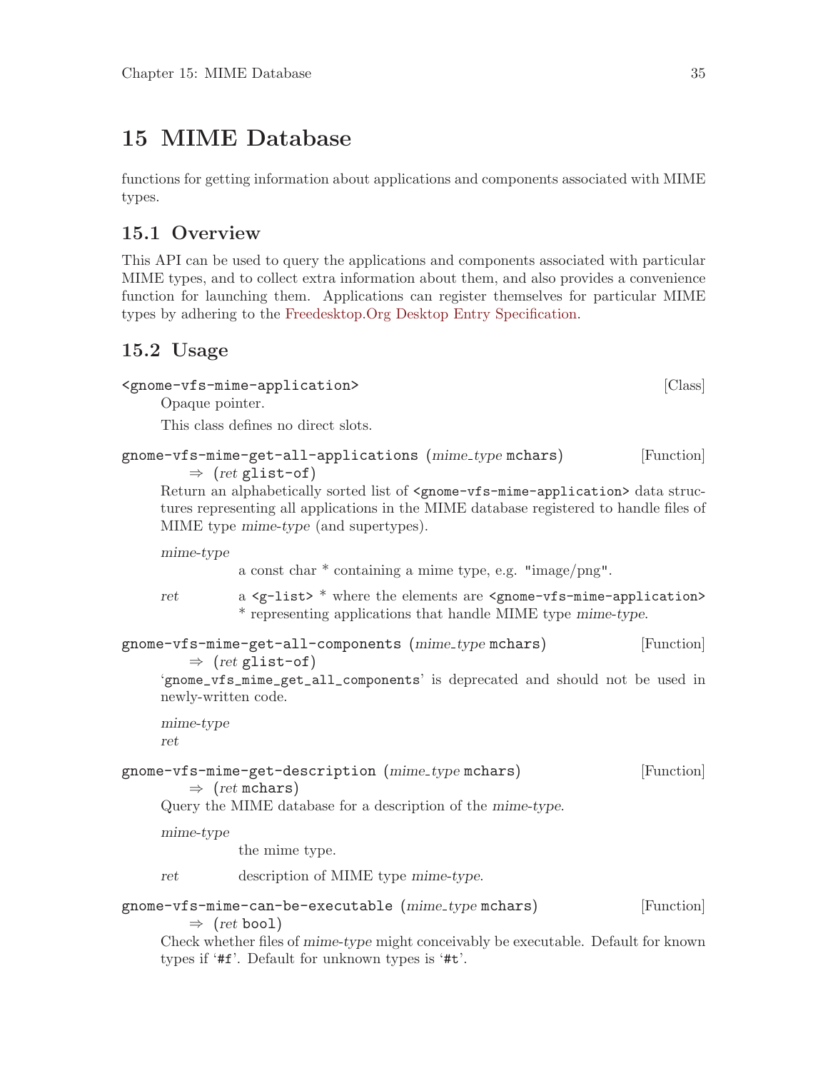# 15 MIME Database

functions for getting information about applications and components associated with MIME types.

## 15.1 Overview

This API can be used to query the applications and components associated with particular MIME types, and to collect extra information about them, and also provides a convenience function for launching them. Applications can register themselves for particular MIME types by adhering to the Freedesktop.Org Desktop Entry Specification.

## 15.2 Usage

`<gnome-vfs-mime-application>` [Class]

Opaque pointer.

This class defines no direct slots.

`gnome-vfs-mime-get-all-applications` (*mime_type* `mchars`) ⇒ (*ret* `glist-of`) [Function]

Return an alphabetically sorted list of `<gnome-vfs-mime-application>` data structures representing all applications in the MIME database registered to handle files of MIME type *mime-type* (and supertypes).

*mime-type*
: a const char * containing a mime type, e.g. "image/png".

*ret*
: a `<g-list>` * where the elements are `<gnome-vfs-mime-application>` * representing applications that handle MIME type *mime-type*.

`gnome-vfs-mime-get-all-components` (*mime_type* `mchars`) ⇒ (*ret* `glist-of`) [Function]

'`gnome_vfs_mime_get_all_components`' is deprecated and should not be used in newly-written code.

*mime-type*

*ret*

`gnome-vfs-mime-get-description` (*mime_type* `mchars`) ⇒ (*ret* `mchars`) [Function]

Query the MIME database for a description of the *mime-type*.

*mime-type*
: the mime type.

*ret*
: description of MIME type *mime-type*.

`gnome-vfs-mime-can-be-executable` (*mime_type* `mchars`) ⇒ (*ret* `bool`) [Function]

Check whether files of *mime-type* might conceivably be executable. Default for known types if '`#f`'. Default for unknown types is '`#t`'.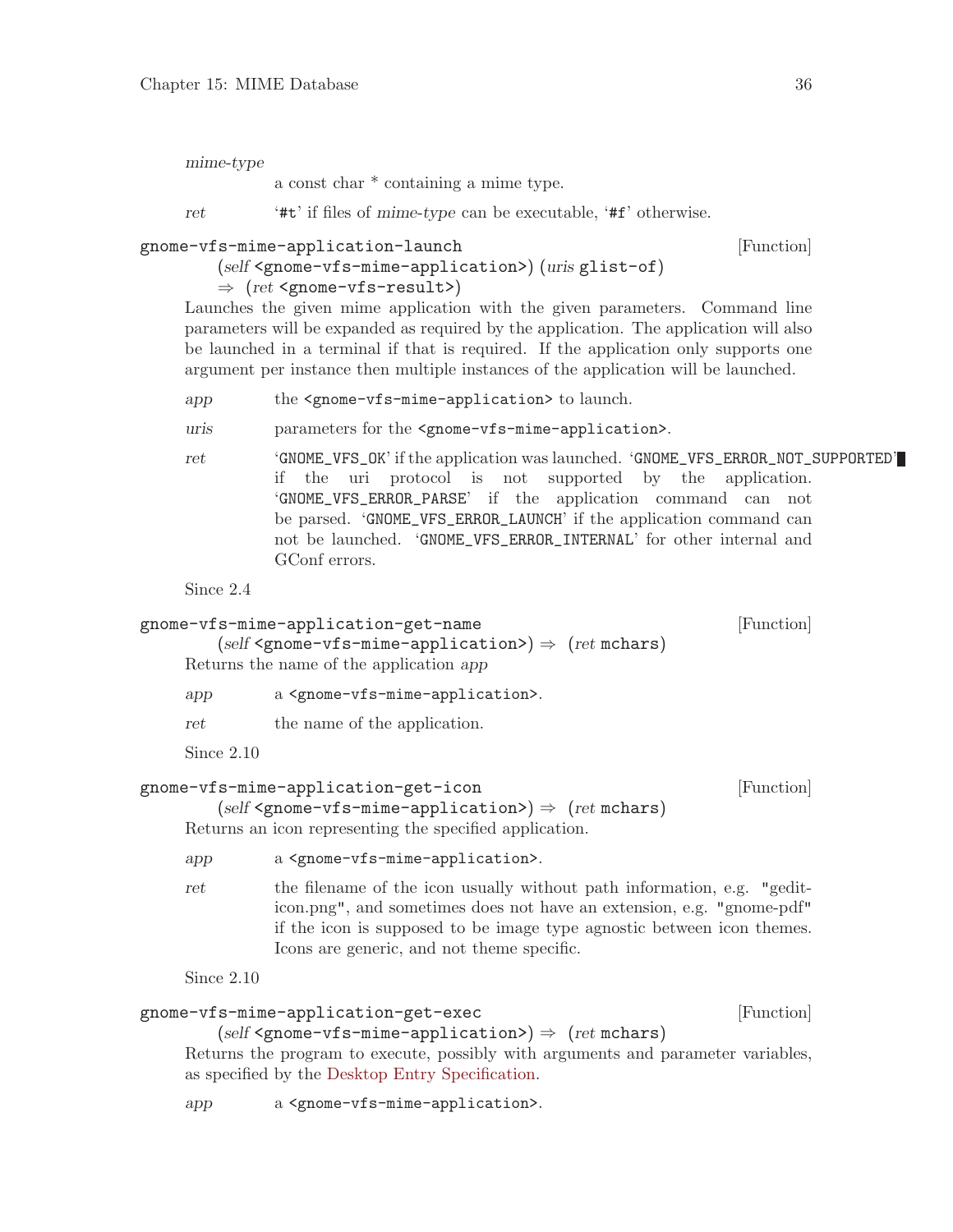*mime-type*
: a const char * containing a mime type.

*ret*
: '`#t`' if files of *mime-type* can be executable, '`#f`' otherwise.

**`gnome-vfs-mime-application-launch`** [Function]
(*self* `<gnome-vfs-mime-application>`) (*uris* `glist-of`) ⇒ (*ret* `<gnome-vfs-result>`)

Launches the given mime application with the given parameters. Command line parameters will be expanded as required by the application. The application will also be launched in a terminal if that is required. If the application only supports one argument per instance then multiple instances of the application will be launched.

*app*
: the `<gnome-vfs-mime-application>` to launch.

*uris*
: parameters for the `<gnome-vfs-mime-application>`.

*ret*
: '`GNOME_VFS_OK`' if the application was launched. '`GNOME_VFS_ERROR_NOT_SUPPORTED`' if the uri protocol is not supported by the application. '`GNOME_VFS_ERROR_PARSE`' if the application command can not be parsed. '`GNOME_VFS_ERROR_LAUNCH`' if the application command can not be launched. '`GNOME_VFS_ERROR_INTERNAL`' for other internal and GConf errors.

Since 2.4

**`gnome-vfs-mime-application-get-name`** [Function]
(*self* `<gnome-vfs-mime-application>`) ⇒ (*ret* `mchars`)

Returns the name of the application *app*

*app*
: a `<gnome-vfs-mime-application>`.

*ret*
: the name of the application.

Since 2.10

**`gnome-vfs-mime-application-get-icon`** [Function]
(*self* `<gnome-vfs-mime-application>`) ⇒ (*ret* `mchars`)

Returns an icon representing the specified application.

*app*
: a `<gnome-vfs-mime-application>`.

*ret*
: the filename of the icon usually without path information, e.g. "gedit-icon.png", and sometimes does not have an extension, e.g. "gnome-pdf" if the icon is supposed to be image type agnostic between icon themes. Icons are generic, and not theme specific.

Since 2.10

**`gnome-vfs-mime-application-get-exec`** [Function]
(*self* `<gnome-vfs-mime-application>`) ⇒ (*ret* `mchars`)

Returns the program to execute, possibly with arguments and parameter variables, as specified by the Desktop Entry Specification.

*app*
: a `<gnome-vfs-mime-application>`.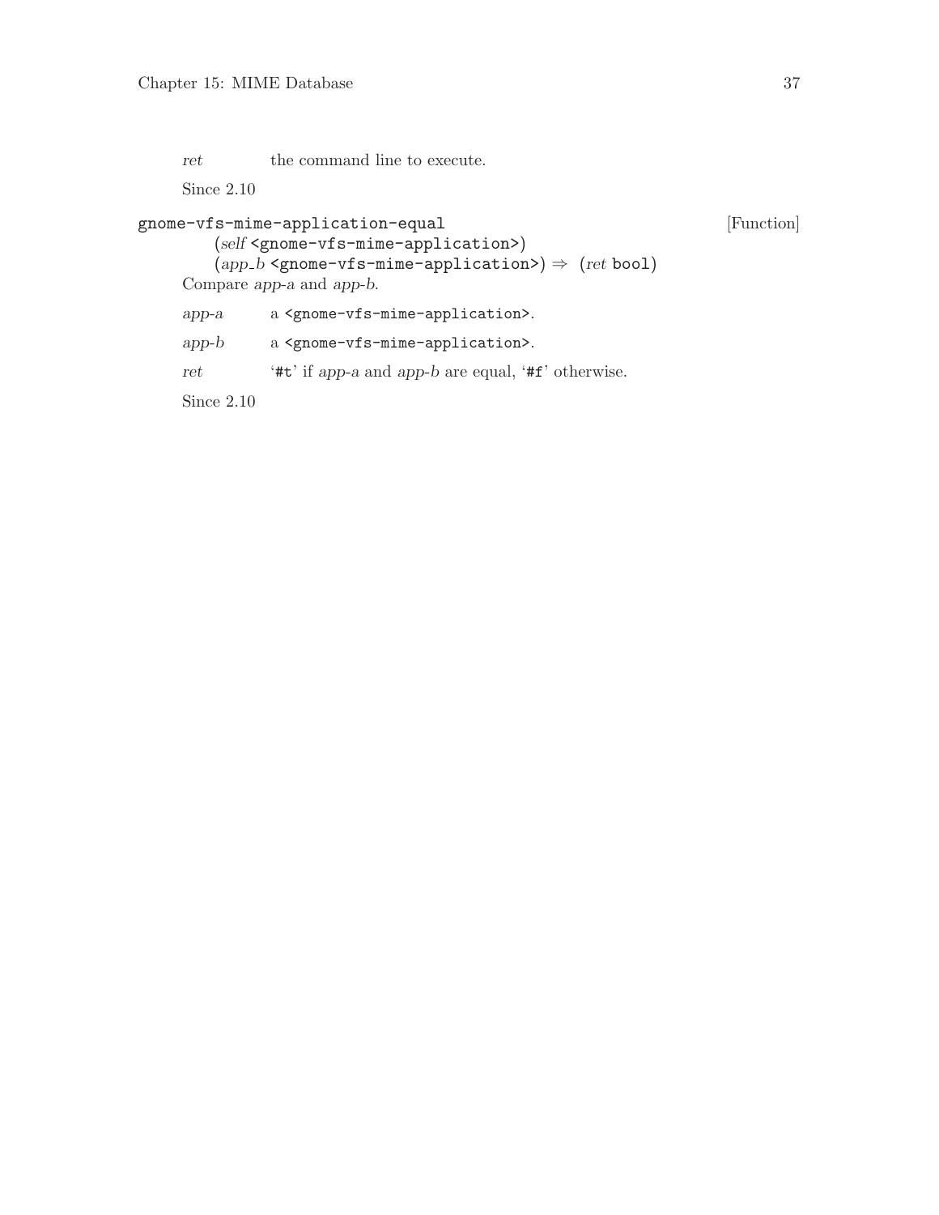*ret* the command line to execute.

Since 2.10

`gnome-vfs-mime-application-equal` [Function]

(*self* `<gnome-vfs-mime-application>`)
(*app_b* `<gnome-vfs-mime-application>`) ⇒ (*ret* `bool`)

Compare *app-a* and *app-b*.

*app-a* a `<gnome-vfs-mime-application>`.

*app-b* a `<gnome-vfs-mime-application>`.

*ret* '`#t`' if *app-a* and *app-b* are equal, '`#f`' otherwise.

Since 2.10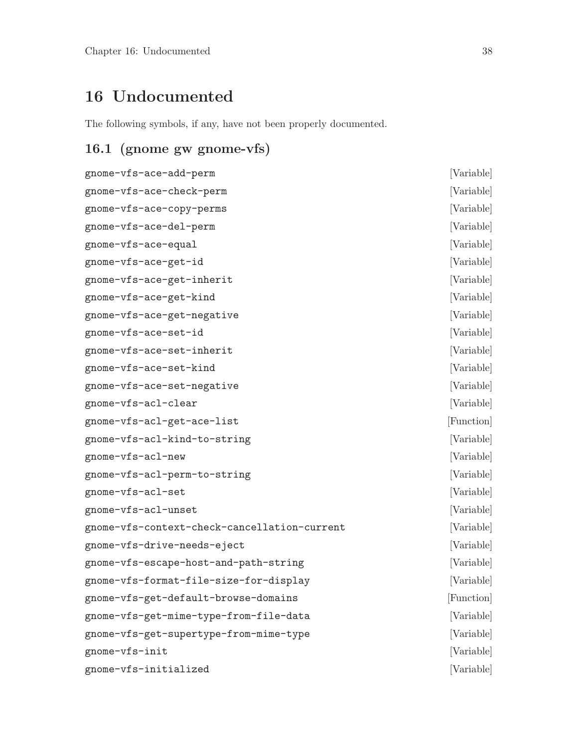# 16 Undocumented

The following symbols, if any, have not been properly documented.

## 16.1 (gnome gw gnome-vfs)

`gnome-vfs-ace-add-perm` [Variable]

`gnome-vfs-ace-check-perm` [Variable]

`gnome-vfs-ace-copy-perms` [Variable]

`gnome-vfs-ace-del-perm` [Variable]

`gnome-vfs-ace-equal` [Variable]

`gnome-vfs-ace-get-id` [Variable]

`gnome-vfs-ace-get-inherit` [Variable]

`gnome-vfs-ace-get-kind` [Variable]

`gnome-vfs-ace-get-negative` [Variable]

`gnome-vfs-ace-set-id` [Variable]

`gnome-vfs-ace-set-inherit` [Variable]

`gnome-vfs-ace-set-kind` [Variable]

`gnome-vfs-ace-set-negative` [Variable]

`gnome-vfs-acl-clear` [Variable]

`gnome-vfs-acl-get-ace-list` [Function]

`gnome-vfs-acl-kind-to-string` [Variable]

`gnome-vfs-acl-new` [Variable]

`gnome-vfs-acl-perm-to-string` [Variable]

`gnome-vfs-acl-set` [Variable]

`gnome-vfs-acl-unset` [Variable]

`gnome-vfs-context-check-cancellation-current` [Variable]

`gnome-vfs-drive-needs-eject` [Variable]

`gnome-vfs-escape-host-and-path-string` [Variable]

`gnome-vfs-format-file-size-for-display` [Variable]

`gnome-vfs-get-default-browse-domains` [Function]

`gnome-vfs-get-mime-type-from-file-data` [Variable]

`gnome-vfs-get-supertype-from-mime-type` [Variable]

`gnome-vfs-init` [Variable]

`gnome-vfs-initialized` [Variable]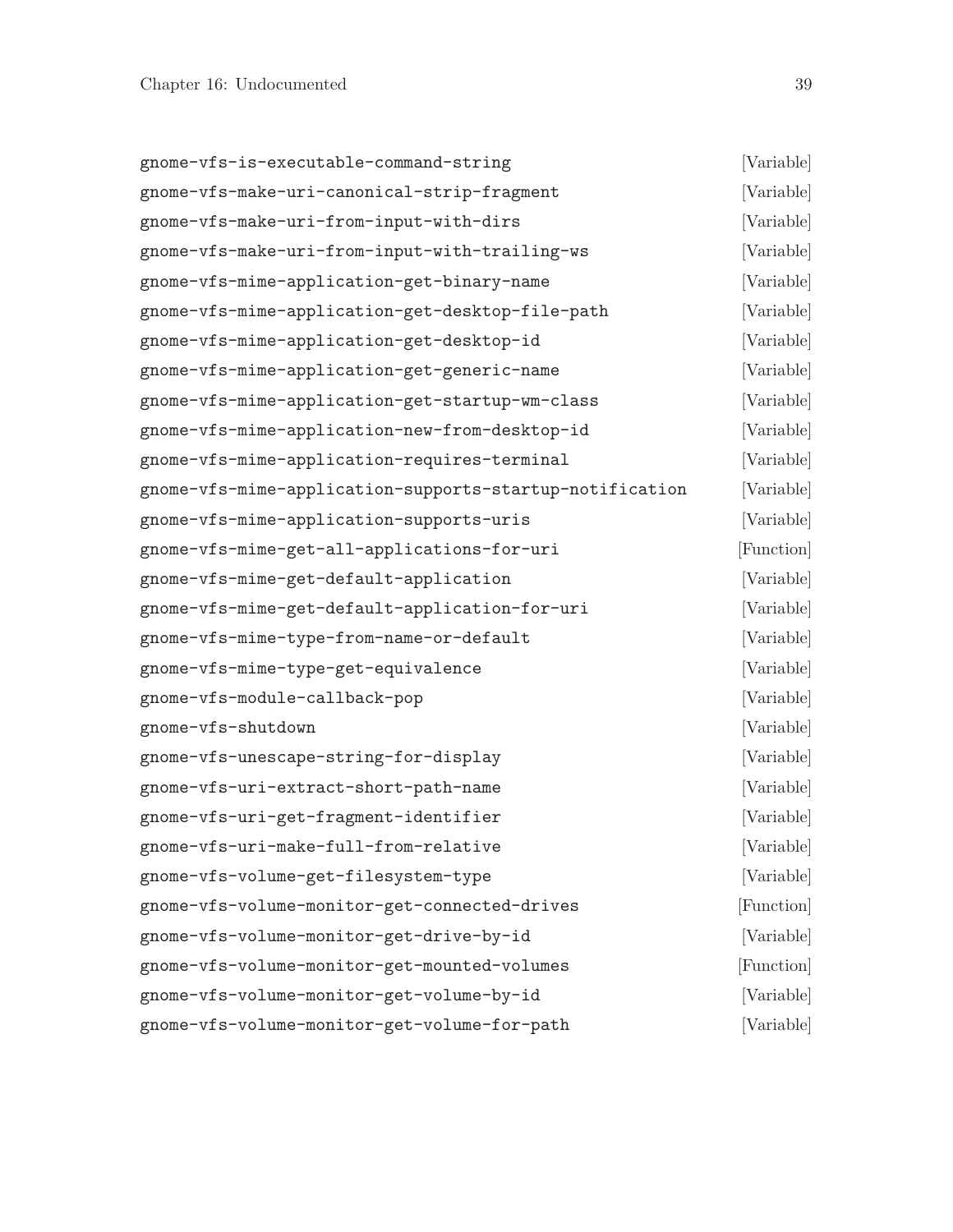`gnome-vfs-is-executable-command-string` [Variable]

`gnome-vfs-make-uri-canonical-strip-fragment` [Variable]

`gnome-vfs-make-uri-from-input-with-dirs` [Variable]

`gnome-vfs-make-uri-from-input-with-trailing-ws` [Variable]

`gnome-vfs-mime-application-get-binary-name` [Variable]

`gnome-vfs-mime-application-get-desktop-file-path` [Variable]

`gnome-vfs-mime-application-get-desktop-id` [Variable]

`gnome-vfs-mime-application-get-generic-name` [Variable]

`gnome-vfs-mime-application-get-startup-wm-class` [Variable]

`gnome-vfs-mime-application-new-from-desktop-id` [Variable]

`gnome-vfs-mime-application-requires-terminal` [Variable]

`gnome-vfs-mime-application-supports-startup-notification` [Variable]

`gnome-vfs-mime-application-supports-uris` [Variable]

`gnome-vfs-mime-get-all-applications-for-uri` [Function]

`gnome-vfs-mime-get-default-application` [Variable]

`gnome-vfs-mime-get-default-application-for-uri` [Variable]

`gnome-vfs-mime-type-from-name-or-default` [Variable]

`gnome-vfs-mime-type-get-equivalence` [Variable]

`gnome-vfs-module-callback-pop` [Variable]

`gnome-vfs-shutdown` [Variable]

`gnome-vfs-unescape-string-for-display` [Variable]

`gnome-vfs-uri-extract-short-path-name` [Variable]

`gnome-vfs-uri-get-fragment-identifier` [Variable]

`gnome-vfs-uri-make-full-from-relative` [Variable]

`gnome-vfs-volume-get-filesystem-type` [Variable]

`gnome-vfs-volume-monitor-get-connected-drives` [Function]

`gnome-vfs-volume-monitor-get-drive-by-id` [Variable]

`gnome-vfs-volume-monitor-get-mounted-volumes` [Function]

`gnome-vfs-volume-monitor-get-volume-by-id` [Variable]

`gnome-vfs-volume-monitor-get-volume-for-path` [Variable]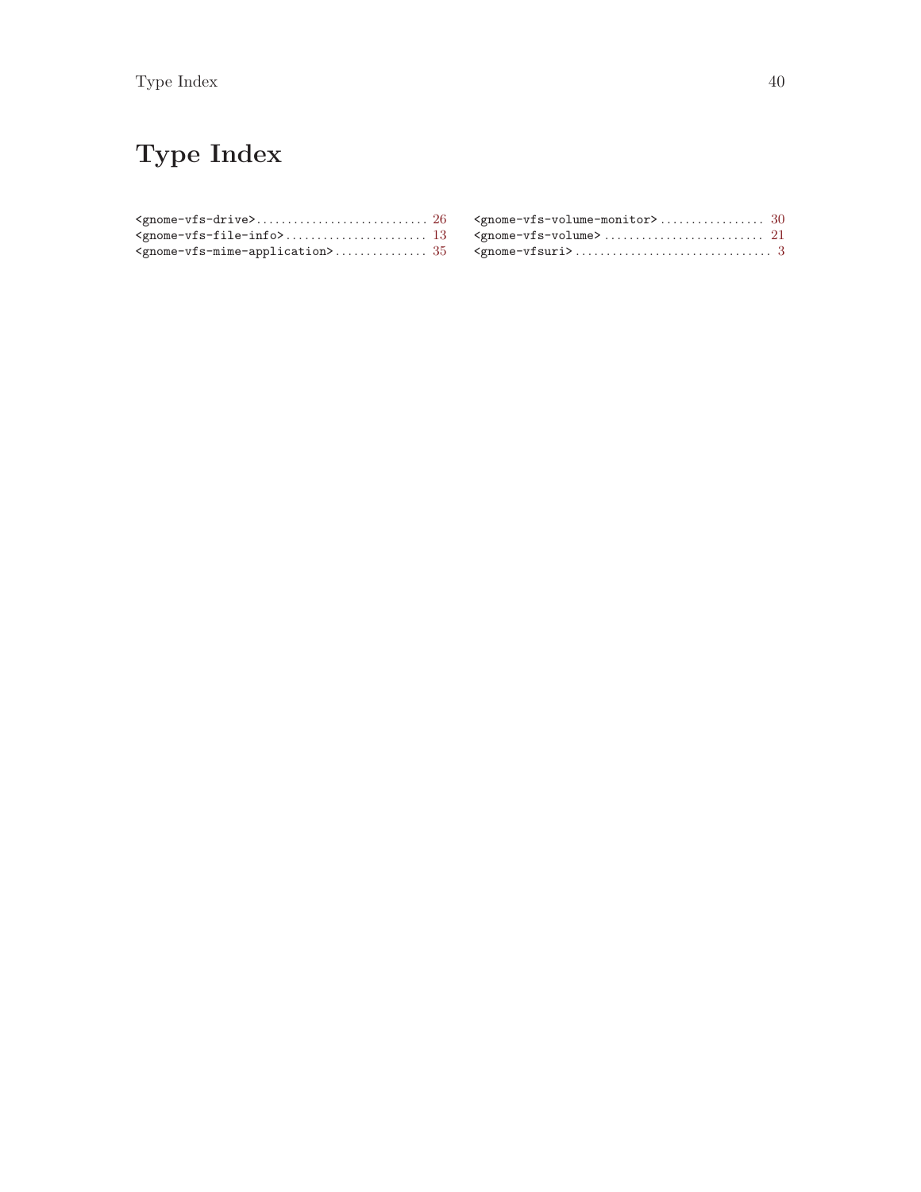# Type Index

<gnome-vfs-drive> ............................ 26
<gnome-vfs-file-info> ........................ 13
<gnome-vfs-mime-application> ............... 35
<gnome-vfs-volume-monitor> ................. 30
<gnome-vfs-volume> .......................... 21
<gnome-vfsuri> ................................ 3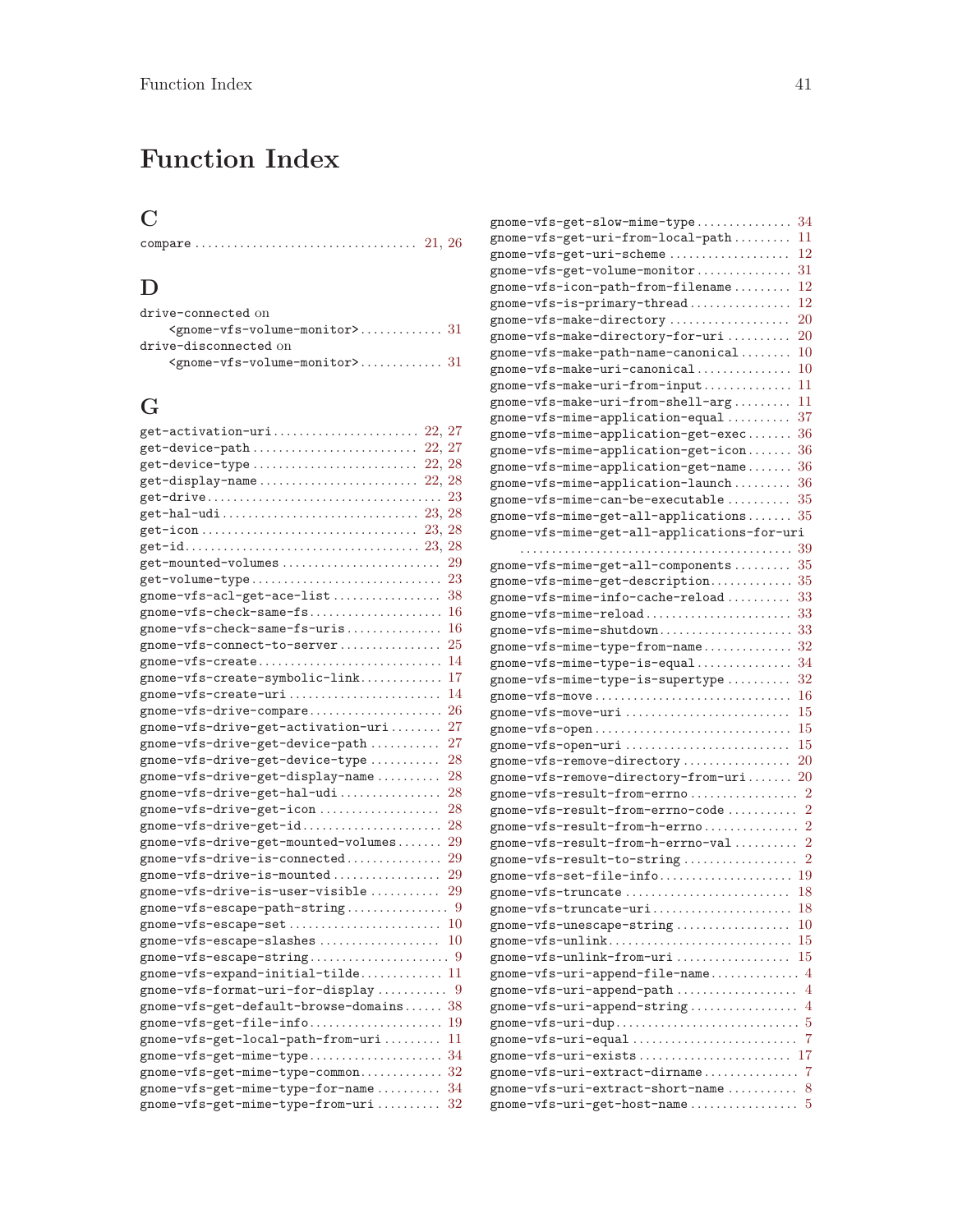# Function Index

## C

`compare` .................................. 21, 26

## D

`drive-connected` on `<gnome-vfs-volume-monitor>` ............. 31
`drive-disconnected` on `<gnome-vfs-volume-monitor>` ............. 31

## G

`get-activation-uri` ...................... 22, 27
`get-device-path` .......................... 22, 27
`get-device-type` .......................... 22, 28
`get-display-name` ......................... 22, 28
`get-drive` ..................................... 23
`get-hal-udi` ............................... 23, 28
`get-icon` ................................... 23, 28
`get-id` ...................................... 23, 28
`get-mounted-volumes` ......................... 29
`get-volume-type` .............................. 23
`gnome-vfs-acl-get-ace-list` ................. 38
`gnome-vfs-check-same-fs` ..................... 16
`gnome-vfs-check-same-fs-uris` ............... 16
`gnome-vfs-connect-to-server` ................ 25
`gnome-vfs-create` ............................ 14
`gnome-vfs-create-symbolic-link` ............. 17
`gnome-vfs-create-uri` ........................ 14
`gnome-vfs-drive-compare` ..................... 26
`gnome-vfs-drive-get-activation-uri` ........ 27
`gnome-vfs-drive-get-device-path` ........... 27
`gnome-vfs-drive-get-device-type` ........... 28
`gnome-vfs-drive-get-display-name` .......... 28
`gnome-vfs-drive-get-hal-udi` ................ 28
`gnome-vfs-drive-get-icon` .................... 28
`gnome-vfs-drive-get-id` ...................... 28
`gnome-vfs-drive-get-mounted-volumes` ....... 29
`gnome-vfs-drive-is-connected` ............... 29
`gnome-vfs-drive-is-mounted` ................. 29
`gnome-vfs-drive-is-user-visible` ........... 29
`gnome-vfs-escape-path-string` ................ 9
`gnome-vfs-escape-set` ........................ 10
`gnome-vfs-escape-slashes` .................... 10
`gnome-vfs-escape-string` ...................... 9
`gnome-vfs-expand-initial-tilde` ............. 11
`gnome-vfs-format-uri-for-display` ........... 9
`gnome-vfs-get-default-browse-domains` ...... 38
`gnome-vfs-get-file-info` ..................... 19
`gnome-vfs-get-local-path-from-uri` ......... 11
`gnome-vfs-get-mime-type` ..................... 34
`gnome-vfs-get-mime-type-common` ............. 32
`gnome-vfs-get-mime-type-for-name` .......... 34
`gnome-vfs-get-mime-type-from-uri` .......... 32
`gnome-vfs-get-slow-mime-type` ............... 34
`gnome-vfs-get-uri-from-local-path` ......... 11
`gnome-vfs-get-uri-scheme` .................... 12
`gnome-vfs-get-volume-monitor` ............... 31
`gnome-vfs-icon-path-from-filename` ......... 12
`gnome-vfs-is-primary-thread` ................ 12
`gnome-vfs-make-directory` .................... 20
`gnome-vfs-make-directory-for-uri` .......... 20
`gnome-vfs-make-path-name-canonical` ........ 10
`gnome-vfs-make-uri-canonical` ............... 10
`gnome-vfs-make-uri-from-input` .............. 11
`gnome-vfs-make-uri-from-shell-arg` ......... 11
`gnome-vfs-mime-application-equal` .......... 37
`gnome-vfs-mime-application-get-exec` ....... 36
`gnome-vfs-mime-application-get-icon` ....... 36
`gnome-vfs-mime-application-get-name` ....... 36
`gnome-vfs-mime-application-launch` ......... 36
`gnome-vfs-mime-can-be-executable` .......... 35
`gnome-vfs-mime-get-all-applications` ....... 35
`gnome-vfs-mime-get-all-applications-for-uri` .......... 39
`gnome-vfs-mime-get-all-components` ......... 35
`gnome-vfs-mime-get-description` ............. 35
`gnome-vfs-mime-info-cache-reload` .......... 33
`gnome-vfs-mime-reload` ....................... 33
`gnome-vfs-mime-shutdown` ..................... 33
`gnome-vfs-mime-type-from-name` .............. 32
`gnome-vfs-mime-type-is-equal` ............... 34
`gnome-vfs-mime-type-is-supertype` .......... 32
`gnome-vfs-move` ............................... 16
`gnome-vfs-move-uri` .......................... 15
`gnome-vfs-open` ............................... 15
`gnome-vfs-open-uri` .......................... 15
`gnome-vfs-remove-directory` ................. 20
`gnome-vfs-remove-directory-from-uri` ....... 20
`gnome-vfs-result-from-errno` ................. 2
`gnome-vfs-result-from-errno-code` ........... 2
`gnome-vfs-result-from-h-errno` ............... 2
`gnome-vfs-result-from-h-errno-val` .......... 2
`gnome-vfs-result-to-string` .................. 2
`gnome-vfs-set-file-info` ..................... 19
`gnome-vfs-truncate` .......................... 18
`gnome-vfs-truncate-uri` ...................... 18
`gnome-vfs-unescape-string` .................. 10
`gnome-vfs-unlink` ............................ 15
`gnome-vfs-unlink-from-uri` .................. 15
`gnome-vfs-uri-append-file-name` .............. 4
`gnome-vfs-uri-append-path` ................... 4
`gnome-vfs-uri-append-string` ................. 4
`gnome-vfs-uri-dup` ............................ 5
`gnome-vfs-uri-equal` .......................... 7
`gnome-vfs-uri-exists` ........................ 17
`gnome-vfs-uri-extract-dirname` ............... 7
`gnome-vfs-uri-extract-short-name` ........... 8
`gnome-vfs-uri-get-host-name` ................. 5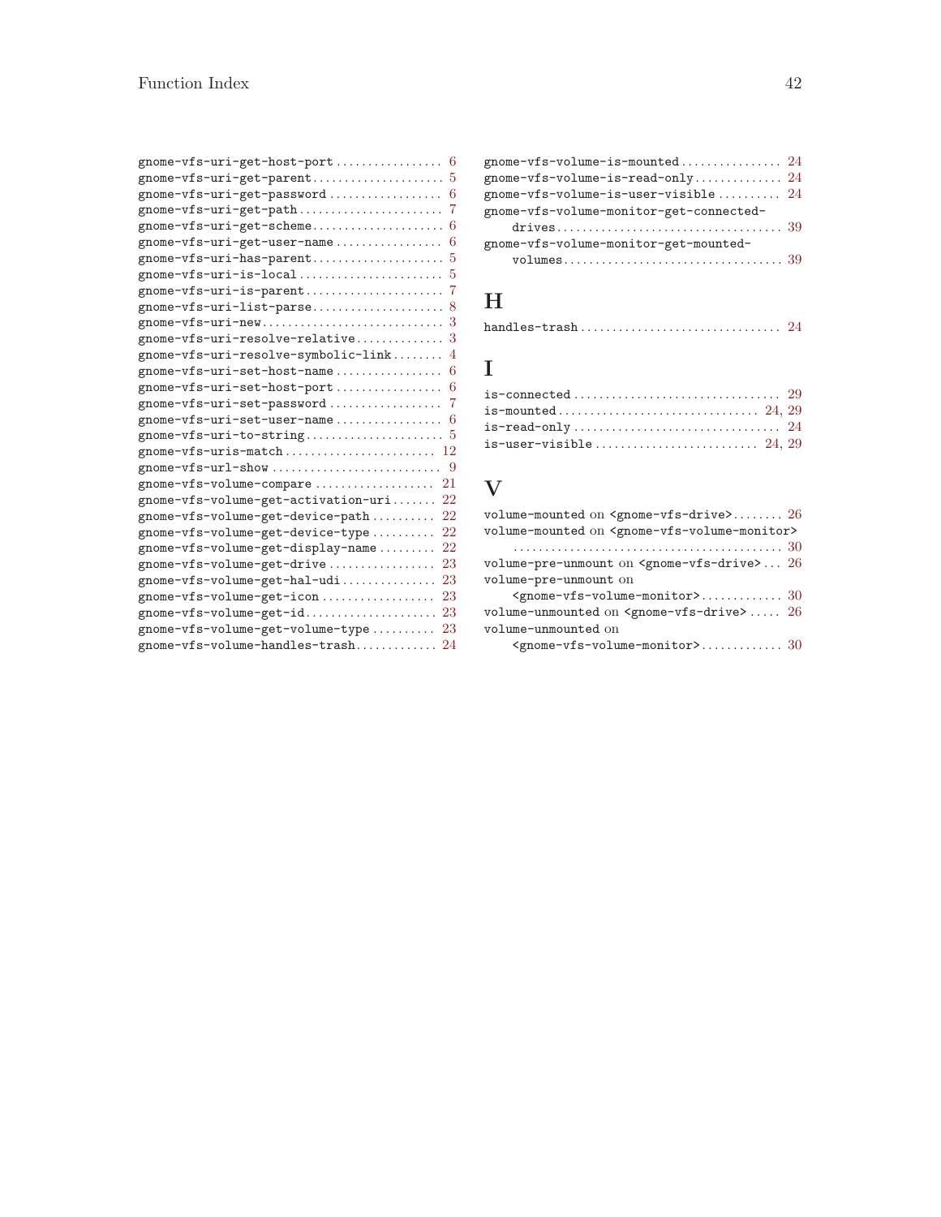gnome-vfs-uri-get-host-port ................ 6
gnome-vfs-uri-get-parent .................... 5
gnome-vfs-uri-get-password ................. 6
gnome-vfs-uri-get-path ...................... 7
gnome-vfs-uri-get-scheme .................... 6
gnome-vfs-uri-get-user-name ................ 6
gnome-vfs-uri-has-parent .................... 5
gnome-vfs-uri-is-local ...................... 5
gnome-vfs-uri-is-parent ..................... 7
gnome-vfs-uri-list-parse .................... 8
gnome-vfs-uri-new ........................... 3
gnome-vfs-uri-resolve-relative ............. 3
gnome-vfs-uri-resolve-symbolic-link ........ 4
gnome-vfs-uri-set-host-name ................ 6
gnome-vfs-uri-set-host-port ................ 6
gnome-vfs-uri-set-password ................. 7
gnome-vfs-uri-set-user-name ................ 6
gnome-vfs-uri-to-string ..................... 5
gnome-vfs-uris-match ....................... 12
gnome-vfs-url-show .......................... 9
gnome-vfs-volume-compare ................... 21
gnome-vfs-volume-get-activation-uri ....... 22
gnome-vfs-volume-get-device-path .......... 22
gnome-vfs-volume-get-device-type .......... 22
gnome-vfs-volume-get-display-name ......... 22
gnome-vfs-volume-get-drive ................. 23
gnome-vfs-volume-get-hal-udi ............... 23
gnome-vfs-volume-get-icon .................. 23
gnome-vfs-volume-get-id .................... 23
gnome-vfs-volume-get-volume-type .......... 23
gnome-vfs-volume-handles-trash ............. 24
gnome-vfs-volume-is-mounted ................ 24
gnome-vfs-volume-is-read-only .............. 24
gnome-vfs-volume-is-user-visible .......... 24
gnome-vfs-volume-monitor-get-connected-drives ................................... 39
gnome-vfs-volume-monitor-get-mounted-volumes .................................. 39

## H

handles-trash ............................... 24

## I

is-connected ................................ 29
is-mounted ............................... 24, 29
is-read-only ................................ 24
is-user-visible ......................... 24, 29

## V

volume-mounted on <gnome-vfs-drive> ........ 26
volume-mounted on <gnome-vfs-volume-monitor> ........................................... 30
volume-pre-unmount on <gnome-vfs-drive> ... 26
volume-pre-unmount on <gnome-vfs-volume-monitor> ............ 30
volume-unmounted on <gnome-vfs-drive> ..... 26
volume-unmounted on <gnome-vfs-volume-monitor> ............ 30